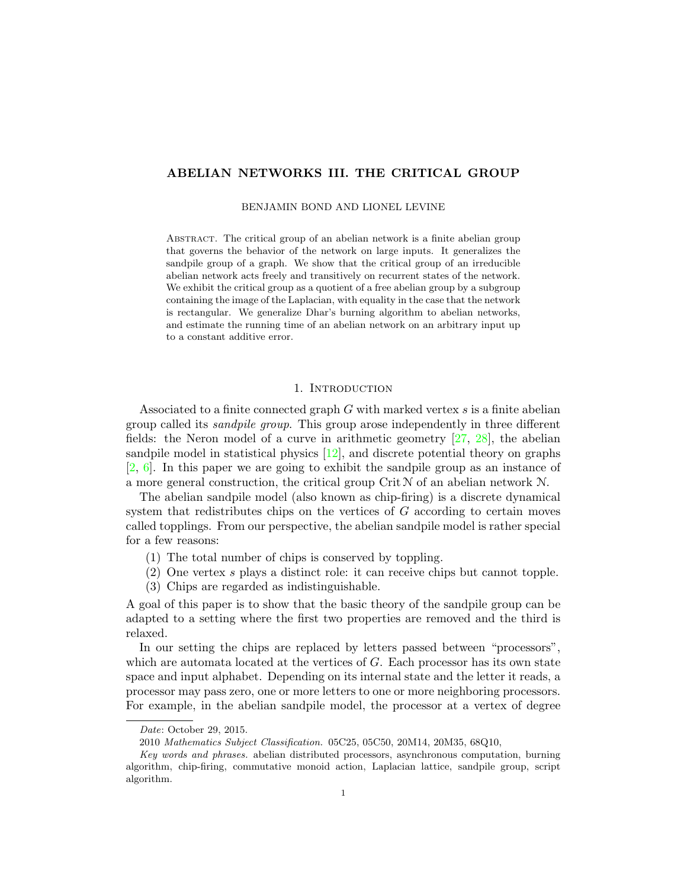# ABELIAN NETWORKS III. THE CRITICAL GROUP

BENJAMIN BOND AND LIONEL LEVINE

Abstract. The critical group of an abelian network is a finite abelian group that governs the behavior of the network on large inputs. It generalizes the sandpile group of a graph. We show that the critical group of an irreducible abelian network acts freely and transitively on recurrent states of the network. We exhibit the critical group as a quotient of a free abelian group by a subgroup containing the image of the Laplacian, with equality in the case that the network is rectangular. We generalize Dhar's burning algorithm to abelian networks, and estimate the running time of an abelian network on an arbitrary input up to a constant additive error.

## 1. Introduction

Associated to a finite connected graph $G$ with marked vertex $s$ is a finite abelian group called its *sandpile group*. This group arose independently in three different fields: the Neron model of a curve in arithmetic geometry [27, 28], the abelian sandpile model in statistical physics [12], and discrete potential theory on graphs [2, 6]. In this paper we are going to exhibit the sandpile group as an instance of a more general construction, the critical group $\operatorname{Crit} \mathcal{N}$ of an abelian network $\mathcal{N}$.

The abelian sandpile model (also known as chip-firing) is a discrete dynamical system that redistributes chips on the vertices of $G$ according to certain moves called topplings. From our perspective, the abelian sandpile model is rather special for a few reasons:

1. The total number of chips is conserved by toppling.
2. One vertex $s$ plays a distinct role: it can receive chips but cannot topple.
3. Chips are regarded as indistinguishable.

A goal of this paper is to show that the basic theory of the sandpile group can be adapted to a setting where the first two properties are removed and the third is relaxed.

In our setting the chips are replaced by letters passed between "processors", which are automata located at the vertices of $G$. Each processor has its own state space and input alphabet. Depending on its internal state and the letter it reads, a processor may pass zero, one or more letters to one or more neighboring processors. For example, in the abelian sandpile model, the processor at a vertex of degree

---

*Date*: October 29, 2015.

2010 *Mathematics Subject Classification.* 05C25, 05C50, 20M14, 20M35, 68Q10,

*Key words and phrases.* abelian distributed processors, asynchronous computation, burning algorithm, chip-firing, commutative monoid action, Laplacian lattice, sandpile group, script algorithm.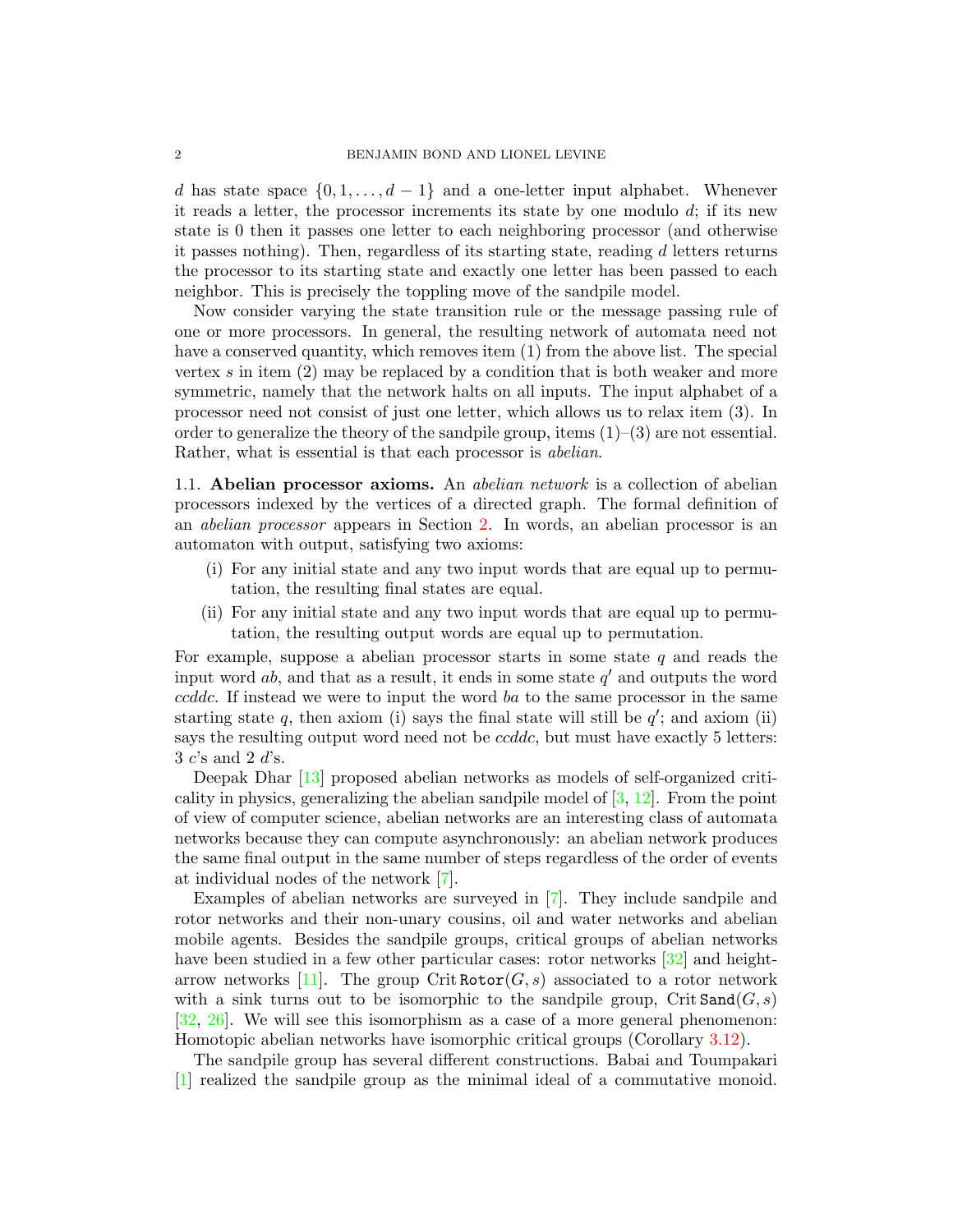$d$ has state space $\{0, 1, \ldots, d-1\}$ and a one-letter input alphabet. Whenever it reads a letter, the processor increments its state by one modulo $d$; if its new state is 0 then it passes one letter to each neighboring processor (and otherwise it passes nothing). Then, regardless of its starting state, reading $d$ letters returns the processor to its starting state and exactly one letter has been passed to each neighbor. This is precisely the toppling move of the sandpile model.

Now consider varying the state transition rule or the message passing rule of one or more processors. In general, the resulting network of automata need not have a conserved quantity, which removes item (1) from the above list. The special vertex $s$ in item (2) may be replaced by a condition that is both weaker and more symmetric, namely that the network halts on all inputs. The input alphabet of a processor need not consist of just one letter, which allows us to relax item (3). In order to generalize the theory of the sandpile group, items (1)–(3) are not essential. Rather, what is essential is that each processor is *abelian*.

## 1.1. Abelian processor axioms.

An *abelian network* is a collection of abelian processors indexed by the vertices of a directed graph. The formal definition of an *abelian processor* appears in Section 2. In words, an abelian processor is an automaton with output, satisfying two axioms:

- (i) For any initial state and any two input words that are equal up to permutation, the resulting final states are equal.
- (ii) For any initial state and any two input words that are equal up to permutation, the resulting output words are equal up to permutation.

For example, suppose a abelian processor starts in some state $q$ and reads the input word $ab$, and that as a result, it ends in some state $q'$ and outputs the word $ccddc$. If instead we were to input the word $ba$ to the same processor in the same starting state $q$, then axiom (i) says the final state will still be $q'$; and axiom (ii) says the resulting output word need not be $ccddc$, but must have exactly 5 letters: 3 $c$'s and 2 $d$'s.

Deepak Dhar [13] proposed abelian networks as models of self-organized criticality in physics, generalizing the abelian sandpile model of [3, 12]. From the point of view of computer science, abelian networks are an interesting class of automata networks because they can compute asynchronously: an abelian network produces the same final output in the same number of steps regardless of the order of events at individual nodes of the network [7].

Examples of abelian networks are surveyed in [7]. They include sandpile and rotor networks and their non-unary cousins, oil and water networks and abelian mobile agents. Besides the sandpile groups, critical groups of abelian networks have been studied in a few other particular cases: rotor networks [32] and height-arrow networks [11]. The group $\mathrm{Crit}\,\mathtt{Rotor}(G, s)$ associated to a rotor network with a sink turns out to be isomorphic to the sandpile group, $\mathrm{Crit}\,\mathtt{Sand}(G, s)$ [32, 26]. We will see this isomorphism as a case of a more general phenomenon: Homotopic abelian networks have isomorphic critical groups (Corollary 3.12).

The sandpile group has several different constructions. Babai and Toumpakari [1] realized the sandpile group as the minimal ideal of a commutative monoid.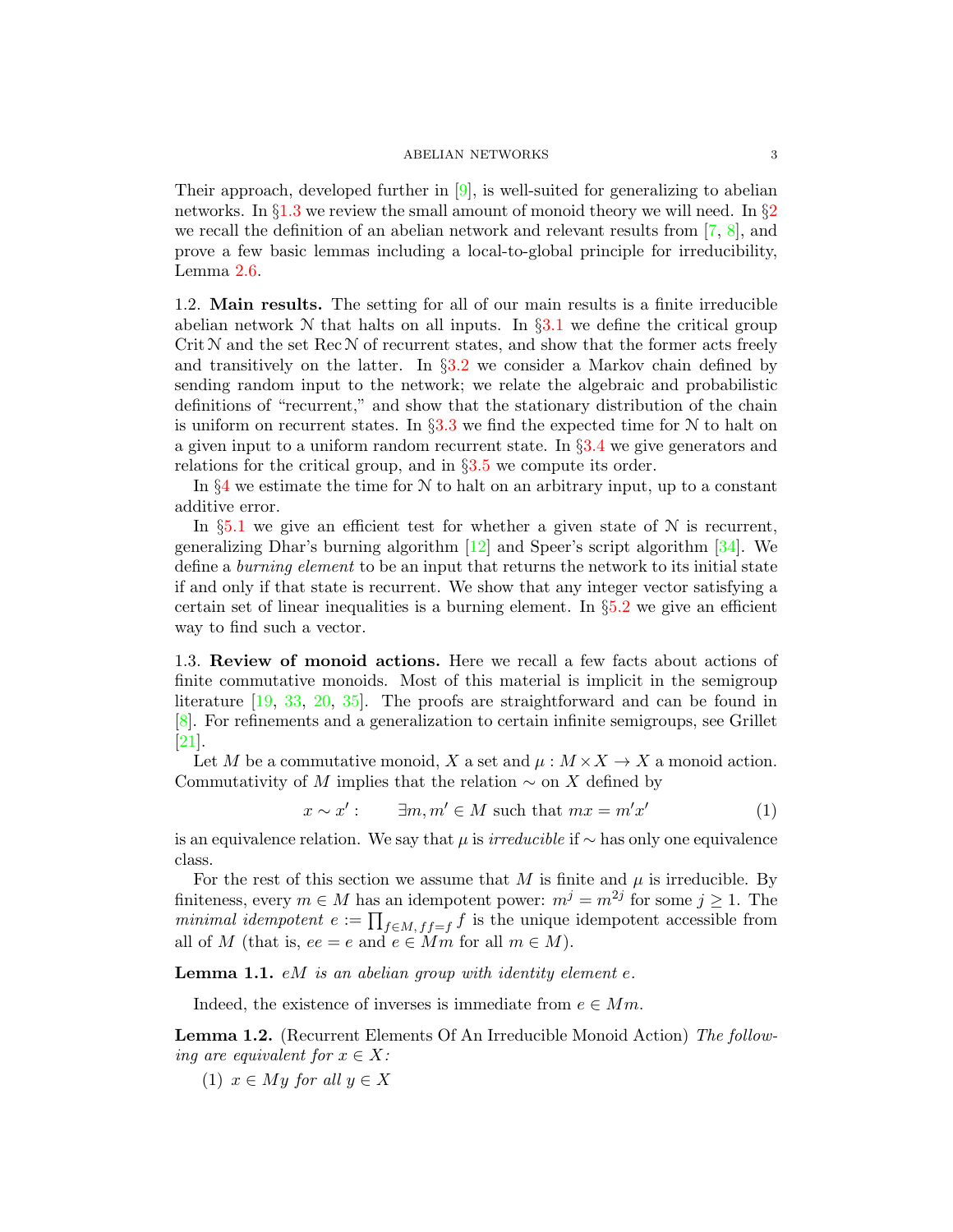Their approach, developed further in [9], is well-suited for generalizing to abelian networks. In §1.3 we review the small amount of monoid theory we will need. In §2 we recall the definition of an abelian network and relevant results from [7, 8], and prove a few basic lemmas including a local-to-global principle for irreducibility, Lemma 2.6.

**1.2. Main results.** The setting for all of our main results is a finite irreducible abelian network $\mathcal{N}$ that halts on all inputs. In §3.1 we define the critical group $\operatorname{Crit}\mathcal{N}$ and the set $\operatorname{Rec}\mathcal{N}$ of recurrent states, and show that the former acts freely and transitively on the latter. In §3.2 we consider a Markov chain defined by sending random input to the network; we relate the algebraic and probabilistic definitions of "recurrent," and show that the stationary distribution of the chain is uniform on recurrent states. In §3.3 we find the expected time for $\mathcal{N}$ to halt on a given input to a uniform random recurrent state. In §3.4 we give generators and relations for the critical group, and in §3.5 we compute its order.

In §4 we estimate the time for $\mathcal{N}$ to halt on an arbitrary input, up to a constant additive error.

In §5.1 we give an efficient test for whether a given state of $\mathcal{N}$ is recurrent, generalizing Dhar's burning algorithm [12] and Speer's script algorithm [34]. We define a *burning element* to be an input that returns the network to its initial state if and only if that state is recurrent. We show that any integer vector satisfying a certain set of linear inequalities is a burning element. In §5.2 we give an efficient way to find such a vector.

**1.3. Review of monoid actions.** Here we recall a few facts about actions of finite commutative monoids. Most of this material is implicit in the semigroup literature [19, 33, 20, 35]. The proofs are straightforward and can be found in [8]. For refinements and a generalization to certain infinite semigroups, see Grillet [21].

Let $M$ be a commutative monoid, $X$ a set and $\mu : M \times X \to X$ a monoid action. Commutativity of $M$ implies that the relation $\sim$ on $X$ defined by

$$x \sim x' : \qquad \exists m, m' \in M \text{ such that } mx = m'x' \tag{1}$$

is an equivalence relation. We say that $\mu$ is *irreducible* if $\sim$ has only one equivalence class.

For the rest of this section we assume that $M$ is finite and $\mu$ is irreducible. By finiteness, every $m \in M$ has an idempotent power: $m^j = m^{2j}$ for some $j \geq 1$. The *minimal idempotent* $e := \prod_{f \in M, ff=f} f$ is the unique idempotent accessible from all of $M$ (that is, $ee = e$ and $e \in Mm$ for all $m \in M$).

**Lemma 1.1.** *$eM$ is an abelian group with identity element $e$.*

Indeed, the existence of inverses is immediate from $e \in Mm$.

**Lemma 1.2.** (Recurrent Elements Of An Irreducible Monoid Action) *The following are equivalent for $x \in X$:*

1. *$x \in My$ for all $y \in X$*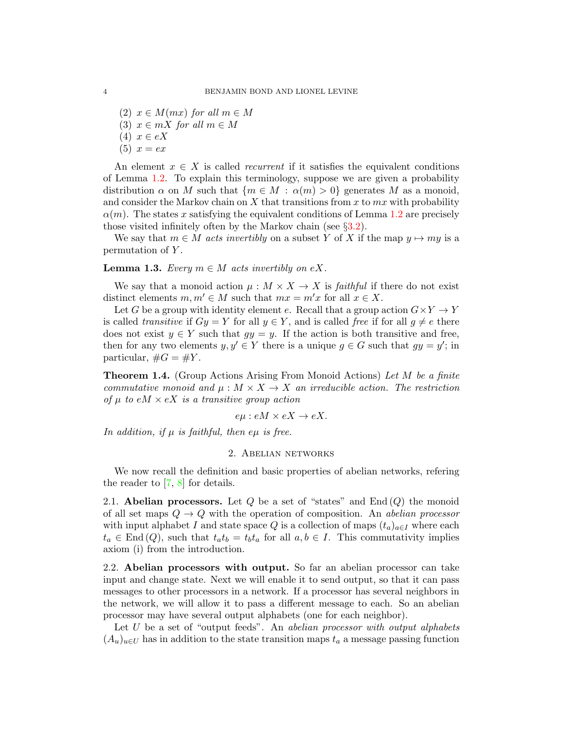(2) $x \in M(mx)$ *for all* $m \in M$
(3) $x \in mX$ *for all* $m \in M$
(4) $x \in eX$
(5) $x = ex$

An element $x \in X$ is called *recurrent* if it satisfies the equivalent conditions of Lemma 1.2. To explain this terminology, suppose we are given a probability distribution $\alpha$ on $M$ such that $\{m \in M : \alpha(m) > 0\}$ generates $M$ as a monoid, and consider the Markov chain on $X$ that transitions from $x$ to $mx$ with probability $\alpha(m)$. The states $x$ satisfying the equivalent conditions of Lemma 1.2 are precisely those visited infinitely often by the Markov chain (see §3.2).

We say that $m \in M$ *acts invertibly* on a subset $Y$ of $X$ if the map $y \mapsto my$ is a permutation of $Y$.

**Lemma 1.3.** *Every* $m \in M$ *acts invertibly on* $eX$.

We say that a monoid action $\mu : M \times X \to X$ is *faithful* if there do not exist distinct elements $m, m' \in M$ such that $mx = m'x$ for all $x \in X$.

Let $G$ be a group with identity element $e$. Recall that a group action $G \times Y \to Y$ is called *transitive* if $Gy = Y$ for all $y \in Y$, and is called *free* if for all $g \neq e$ there does not exist $y \in Y$ such that $gy = y$. If the action is both transitive and free, then for any two elements $y, y' \in Y$ there is a unique $g \in G$ such that $gy = y'$; in particular, $\#G = \#Y$.

**Theorem 1.4.** (Group Actions Arising From Monoid Actions) *Let* $M$ *be a finite commutative monoid and* $\mu : M \times X \to X$ *an irreducible action. The restriction of* $\mu$ *to* $eM \times eX$ *is a transitive group action*

$$e\mu : eM \times eX \to eX.$$

*In addition, if* $\mu$ *is faithful, then* $e\mu$ *is free.*

## 2. Abelian networks

We now recall the definition and basic properties of abelian networks, refering the reader to [7, 8] for details.

2.1. **Abelian processors.** Let $Q$ be a set of "states" and $\mathrm{End}\,(Q)$ the monoid of all set maps $Q \to Q$ with the operation of composition. An *abelian processor* with input alphabet $I$ and state space $Q$ is a collection of maps $(t_a)_{a \in I}$ where each $t_a \in \mathrm{End}\,(Q)$, such that $t_a t_b = t_b t_a$ for all $a, b \in I$. This commutativity implies axiom (i) from the introduction.

2.2. **Abelian processors with output.** So far an abelian processor can take input and change state. Next we will enable it to send output, so that it can pass messages to other processors in a network. If a processor has several neighbors in the network, we will allow it to pass a different message to each. So an abelian processor may have several output alphabets (one for each neighbor).

Let $U$ be a set of "output feeds". An *abelian processor with output alphabets* $(A_u)_{u \in U}$ has in addition to the state transition maps $t_a$ a message passing function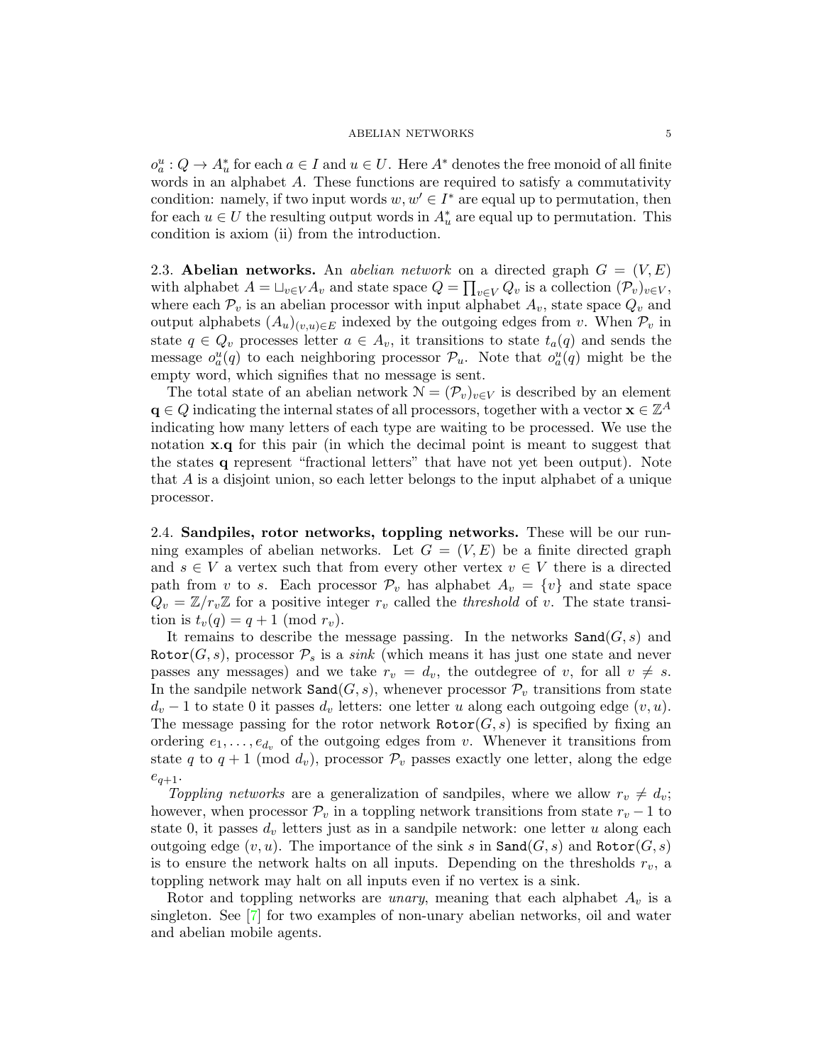$o_a^u : Q \to A_u^*$ for each $a \in I$ and $u \in U$. Here $A^*$ denotes the free monoid of all finite words in an alphabet $A$. These functions are required to satisfy a commutativity condition: namely, if two input words $w, w' \in I^*$ are equal up to permutation, then for each $u \in U$ the resulting output words in $A_u^*$ are equal up to permutation. This condition is axiom (ii) from the introduction.

**2.3. Abelian networks.** An *abelian network* on a directed graph $G = (V, E)$ with alphabet $A = \sqcup_{v \in V} A_v$ and state space $Q = \prod_{v \in V} Q_v$ is a collection $(\mathcal{P}_v)_{v \in V}$, where each $\mathcal{P}_v$ is an abelian processor with input alphabet $A_v$, state space $Q_v$ and output alphabets $(A_u)_{(v,u) \in E}$ indexed by the outgoing edges from $v$. When $\mathcal{P}_v$ in state $q \in Q_v$ processes letter $a \in A_v$, it transitions to state $t_a(q)$ and sends the message $o_a^u(q)$ to each neighboring processor $\mathcal{P}_u$. Note that $o_a^u(q)$ might be the empty word, which signifies that no message is sent.

The total state of an abelian network $\mathcal{N} = (\mathcal{P}_v)_{v \in V}$ is described by an element $\mathbf{q} \in Q$ indicating the internal states of all processors, together with a vector $\mathbf{x} \in \mathbb{Z}^A$ indicating how many letters of each type are waiting to be processed. We use the notation $\mathbf{x}.\mathbf{q}$ for this pair (in which the decimal point is meant to suggest that the states $\mathbf{q}$ represent "fractional letters" that have not yet been output). Note that $A$ is a disjoint union, so each letter belongs to the input alphabet of a unique processor.

**2.4. Sandpiles, rotor networks, toppling networks.** These will be our running examples of abelian networks. Let $G = (V, E)$ be a finite directed graph and $s \in V$ a vertex such that from every other vertex $v \in V$ there is a directed path from $v$ to $s$. Each processor $\mathcal{P}_v$ has alphabet $A_v = \{v\}$ and state space $Q_v = \mathbb{Z}/r_v\mathbb{Z}$ for a positive integer $r_v$ called the *threshold* of $v$. The state transition is $t_v(q) = q + 1 \pmod{r_v}$.

It remains to describe the message passing. In the networks $\texttt{Sand}(G, s)$ and $\texttt{Rotor}(G, s)$, processor $\mathcal{P}_s$ is a *sink* (which means it has just one state and never passes any messages) and we take $r_v = d_v$, the outdegree of $v$, for all $v \neq s$. In the sandpile network $\texttt{Sand}(G, s)$, whenever processor $\mathcal{P}_v$ transitions from state $d_v - 1$ to state $0$ it passes $d_v$ letters: one letter $u$ along each outgoing edge $(v, u)$. The message passing for the rotor network $\texttt{Rotor}(G, s)$ is specified by fixing an ordering $e_1, \ldots, e_{d_v}$ of the outgoing edges from $v$. Whenever it transitions from state $q$ to $q + 1 \pmod{d_v}$, processor $\mathcal{P}_v$ passes exactly one letter, along the edge $e_{q+1}$.

*Toppling networks* are a generalization of sandpiles, where we allow $r_v \neq d_v$; however, when processor $\mathcal{P}_v$ in a toppling network transitions from state $r_v - 1$ to state $0$, it passes $d_v$ letters just as in a sandpile network: one letter $u$ along each outgoing edge $(v, u)$. The importance of the sink $s$ in $\texttt{Sand}(G, s)$ and $\texttt{Rotor}(G, s)$ is to ensure the network halts on all inputs. Depending on the thresholds $r_v$, a toppling network may halt on all inputs even if no vertex is a sink.

Rotor and toppling networks are *unary*, meaning that each alphabet $A_v$ is a singleton. See [7] for two examples of non-unary abelian networks, oil and water and abelian mobile agents.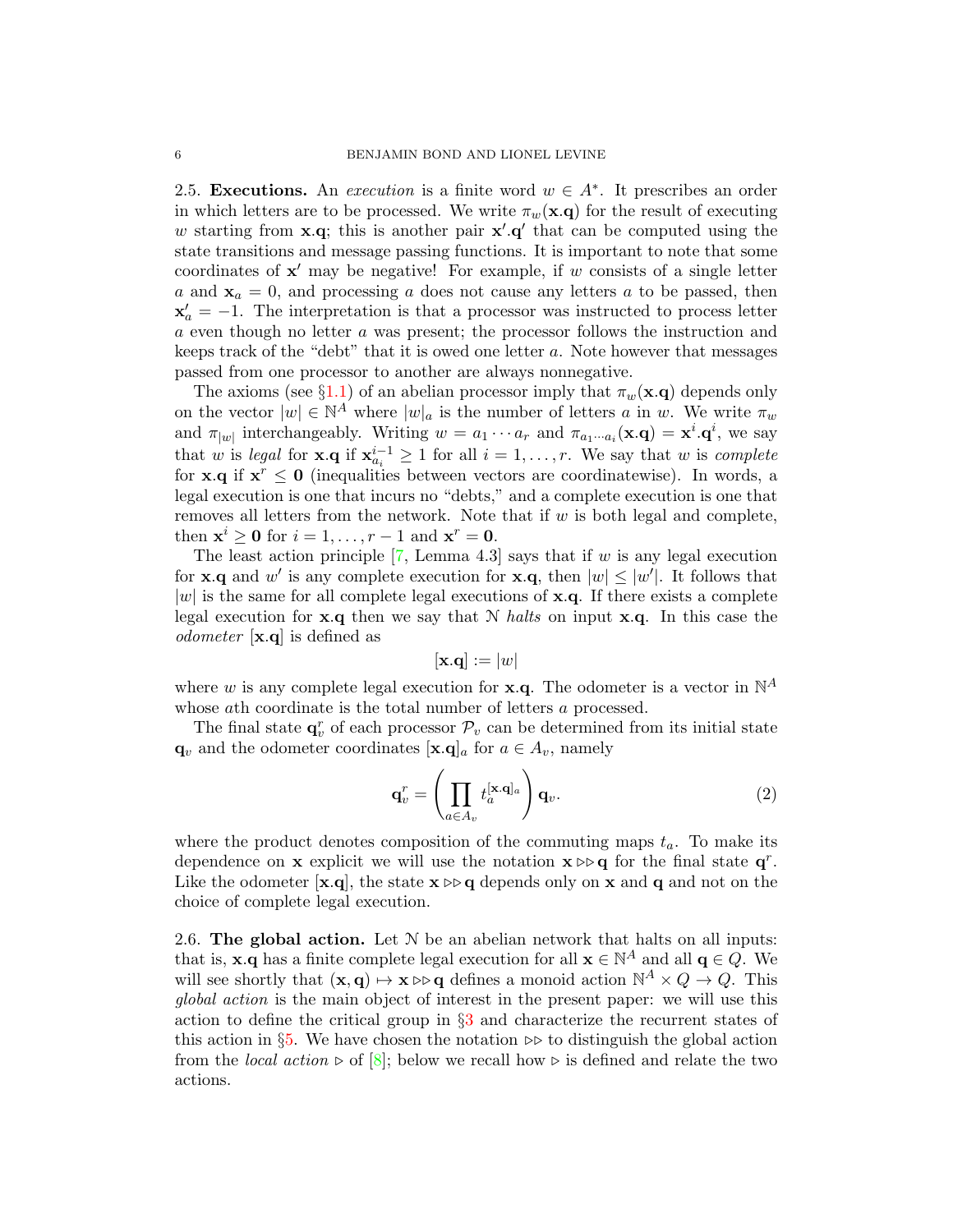2.5. **Executions.** An *execution* is a finite word $w \in A^*$. It prescribes an order in which letters are to be processed. We write $\pi_w(\mathbf{x}.\mathbf{q})$ for the result of executing $w$ starting from $\mathbf{x}.\mathbf{q}$; this is another pair $\mathbf{x}'.\mathbf{q}'$ that can be computed using the state transitions and message passing functions. It is important to note that some coordinates of $\mathbf{x}'$ may be negative! For example, if $w$ consists of a single letter $a$ and $\mathbf{x}_a = 0$, and processing $a$ does not cause any letters $a$ to be passed, then $\mathbf{x}'_a = -1$. The interpretation is that a processor was instructed to process letter $a$ even though no letter $a$ was present; the processor follows the instruction and keeps track of the "debt" that it is owed one letter $a$. Note however that messages passed from one processor to another are always nonnegative.

The axioms (see §1.1) of an abelian processor imply that $\pi_w(\mathbf{x}.\mathbf{q})$ depends only on the vector $|w| \in \mathbb{N}^A$ where $|w|_a$ is the number of letters $a$ in $w$. We write $\pi_w$ and $\pi_{|w|}$ interchangeably. Writing $w = a_1 \cdots a_r$ and $\pi_{a_1 \cdots a_i}(\mathbf{x}.\mathbf{q}) = \mathbf{x}^i.\mathbf{q}^i$, we say that $w$ is *legal* for $\mathbf{x}.\mathbf{q}$ if $\mathbf{x}^{i-1}_{a_i} \geq 1$ for all $i = 1, \ldots, r$. We say that $w$ is *complete* for $\mathbf{x}.\mathbf{q}$ if $\mathbf{x}^r \leq \mathbf{0}$ (inequalities between vectors are coordinatewise). In words, a legal execution is one that incurs no "debts," and a complete execution is one that removes all letters from the network. Note that if $w$ is both legal and complete, then $\mathbf{x}^i \geq \mathbf{0}$ for $i = 1, \ldots, r-1$ and $\mathbf{x}^r = \mathbf{0}$.

The least action principle [7, Lemma 4.3] says that if $w$ is any legal execution for $\mathbf{x}.\mathbf{q}$ and $w'$ is any complete execution for $\mathbf{x}.\mathbf{q}$, then $|w| \leq |w'|$. It follows that $|w|$ is the same for all complete legal executions of $\mathbf{x}.\mathbf{q}$. If there exists a complete legal execution for $\mathbf{x}.\mathbf{q}$ then we say that $\mathcal{N}$ *halts* on input $\mathbf{x}.\mathbf{q}$. In this case the *odometer* $[\mathbf{x}.\mathbf{q}]$ is defined as

$$[\mathbf{x}.\mathbf{q}] := |w|$$

where $w$ is any complete legal execution for $\mathbf{x}.\mathbf{q}$. The odometer is a vector in $\mathbb{N}^A$ whose $a$th coordinate is the total number of letters $a$ processed.

The final state $\mathbf{q}^r_v$ of each processor $\mathcal{P}_v$ can be determined from its initial state $\mathbf{q}_v$ and the odometer coordinates $[\mathbf{x}.\mathbf{q}]_a$ for $a \in A_v$, namely

$$\mathbf{q}^r_v = \left( \prod_{a \in A_v} t_a^{[\mathbf{x}.\mathbf{q}]_a} \right) \mathbf{q}_v. \tag{2}$$

where the product denotes composition of the commuting maps $t_a$. To make its dependence on $\mathbf{x}$ explicit we will use the notation $\mathbf{x} \triangleright\!\triangleright \mathbf{q}$ for the final state $\mathbf{q}^r$. Like the odometer $[\mathbf{x}.\mathbf{q}]$, the state $\mathbf{x} \triangleright\!\triangleright \mathbf{q}$ depends only on $\mathbf{x}$ and $\mathbf{q}$ and not on the choice of complete legal execution.

2.6. **The global action.** Let $\mathcal{N}$ be an abelian network that halts on all inputs: that is, $\mathbf{x}.\mathbf{q}$ has a finite complete legal execution for all $\mathbf{x} \in \mathbb{N}^A$ and all $\mathbf{q} \in Q$. We will see shortly that $(\mathbf{x}, \mathbf{q}) \mapsto \mathbf{x} \triangleright\!\triangleright \mathbf{q}$ defines a monoid action $\mathbb{N}^A \times Q \to Q$. This *global action* is the main object of interest in the present paper: we will use this action to define the critical group in §3 and characterize the recurrent states of this action in §5. We have chosen the notation $\triangleright\!\triangleright$ to distinguish the global action from the *local action* $\triangleright$ of [8]; below we recall how $\triangleright$ is defined and relate the two actions.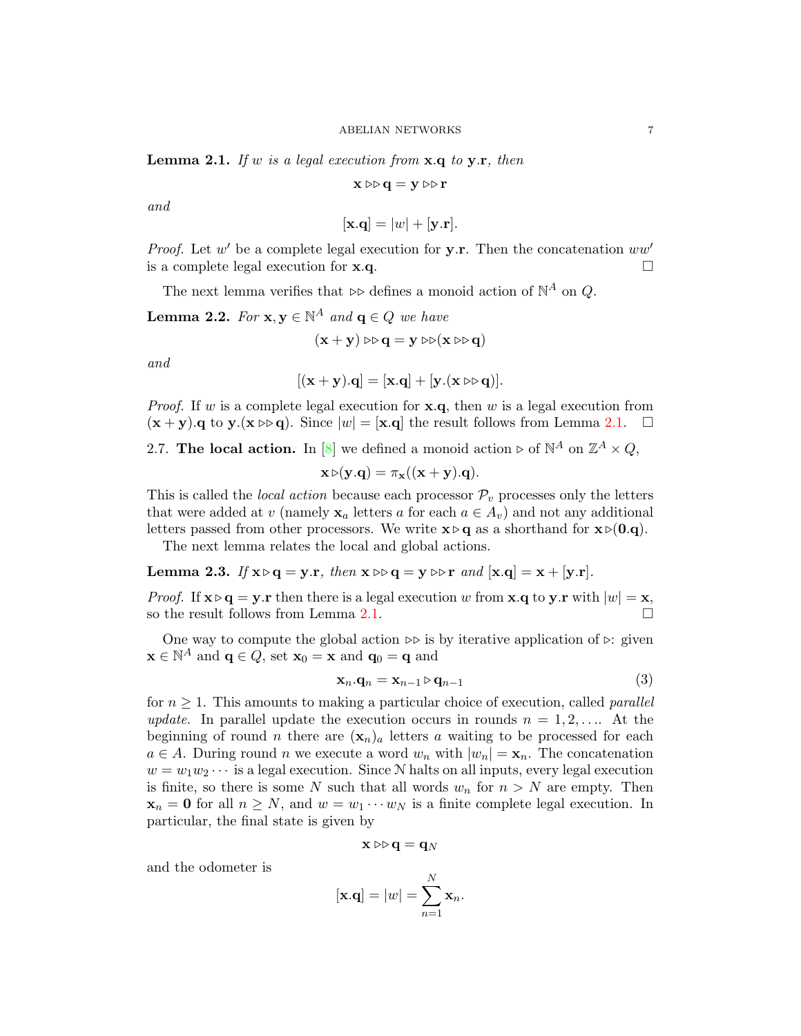**Lemma 2.1.** *If $w$ is a legal execution from $\mathbf{x}.\mathbf{q}$ to $\mathbf{y}.\mathbf{r}$, then*

$$\mathbf{x} \triangleright\!\triangleright \mathbf{q} = \mathbf{y} \triangleright\!\triangleright \mathbf{r}$$

*and*

$$[\mathbf{x}.\mathbf{q}] = |w| + [\mathbf{y}.\mathbf{r}].$$

*Proof.* Let $w'$ be a complete legal execution for $\mathbf{y}.\mathbf{r}$. Then the concatenation $ww'$ is a complete legal execution for $\mathbf{x}.\mathbf{q}$. □

The next lemma verifies that $\triangleright\!\triangleright$ defines a monoid action of $\mathbb{N}^A$ on $Q$.

**Lemma 2.2.** *For $\mathbf{x}, \mathbf{y} \in \mathbb{N}^A$ and $\mathbf{q} \in Q$ we have*

$$(\mathbf{x} + \mathbf{y}) \triangleright\!\triangleright \mathbf{q} = \mathbf{y} \triangleright\!\triangleright (\mathbf{x} \triangleright\!\triangleright \mathbf{q})$$

*and*

$$[(\mathbf{x} + \mathbf{y}).\mathbf{q}] = [\mathbf{x}.\mathbf{q}] + [\mathbf{y}.(\mathbf{x} \triangleright\!\triangleright \mathbf{q})].$$

*Proof.* If $w$ is a complete legal execution for $\mathbf{x}.\mathbf{q}$, then $w$ is a legal execution from $(\mathbf{x} + \mathbf{y}).\mathbf{q}$ to $\mathbf{y}.(\mathbf{x} \triangleright\!\triangleright \mathbf{q})$. Since $|w| = [\mathbf{x}.\mathbf{q}]$ the result follows from Lemma 2.1. □

2.7. **The local action.** In [8] we defined a monoid action $\triangleright$ of $\mathbb{N}^A$ on $\mathbb{Z}^A \times Q$,

$$\mathbf{x} \triangleright (\mathbf{y}.\mathbf{q}) = \pi_{\mathbf{x}}((\mathbf{x} + \mathbf{y}).\mathbf{q}).$$

This is called the *local action* because each processor $\mathcal{P}_v$ processes only the letters that were added at $v$ (namely $\mathbf{x}_a$ letters $a$ for each $a \in A_v$) and not any additional letters passed from other processors. We write $\mathbf{x} \triangleright \mathbf{q}$ as a shorthand for $\mathbf{x} \triangleright (\mathbf{0}.\mathbf{q})$.

The next lemma relates the local and global actions.

**Lemma 2.3.** *If $\mathbf{x} \triangleright \mathbf{q} = \mathbf{y}.\mathbf{r}$, then $\mathbf{x} \triangleright\!\triangleright \mathbf{q} = \mathbf{y} \triangleright\!\triangleright \mathbf{r}$ and $[\mathbf{x}.\mathbf{q}] = \mathbf{x} + [\mathbf{y}.\mathbf{r}]$.*

*Proof.* If $\mathbf{x} \triangleright \mathbf{q} = \mathbf{y}.\mathbf{r}$ then there is a legal execution $w$ from $\mathbf{x}.\mathbf{q}$ to $\mathbf{y}.\mathbf{r}$ with $|w| = \mathbf{x}$, so the result follows from Lemma 2.1. □

One way to compute the global action $\triangleright\!\triangleright$ is by iterative application of $\triangleright$: given $\mathbf{x} \in \mathbb{N}^A$ and $\mathbf{q} \in Q$, set $\mathbf{x}_0 = \mathbf{x}$ and $\mathbf{q}_0 = \mathbf{q}$ and

$$\mathbf{x}_n.\mathbf{q}_n = \mathbf{x}_{n-1} \triangleright \mathbf{q}_{n-1} \tag{3}$$

for $n \geq 1$. This amounts to making a particular choice of execution, called *parallel update*. In parallel update the execution occurs in rounds $n = 1, 2, \ldots$. At the beginning of round $n$ there are $(\mathbf{x}_n)_a$ letters $a$ waiting to be processed for each $a \in A$. During round $n$ we execute a word $w_n$ with $|w_n| = \mathbf{x}_n$. The concatenation $w = w_1 w_2 \cdots$ is a legal execution. Since $\mathcal{N}$ halts on all inputs, every legal execution is finite, so there is some $N$ such that all words $w_n$ for $n > N$ are empty. Then $\mathbf{x}_n = \mathbf{0}$ for all $n \geq N$, and $w = w_1 \cdots w_N$ is a finite complete legal execution. In particular, the final state is given by

$$\mathbf{x} \triangleright\!\triangleright \mathbf{q} = \mathbf{q}_N$$

and the odometer is

$$[\mathbf{x}.\mathbf{q}] = |w| = \sum_{n=1}^{N} \mathbf{x}_n.$$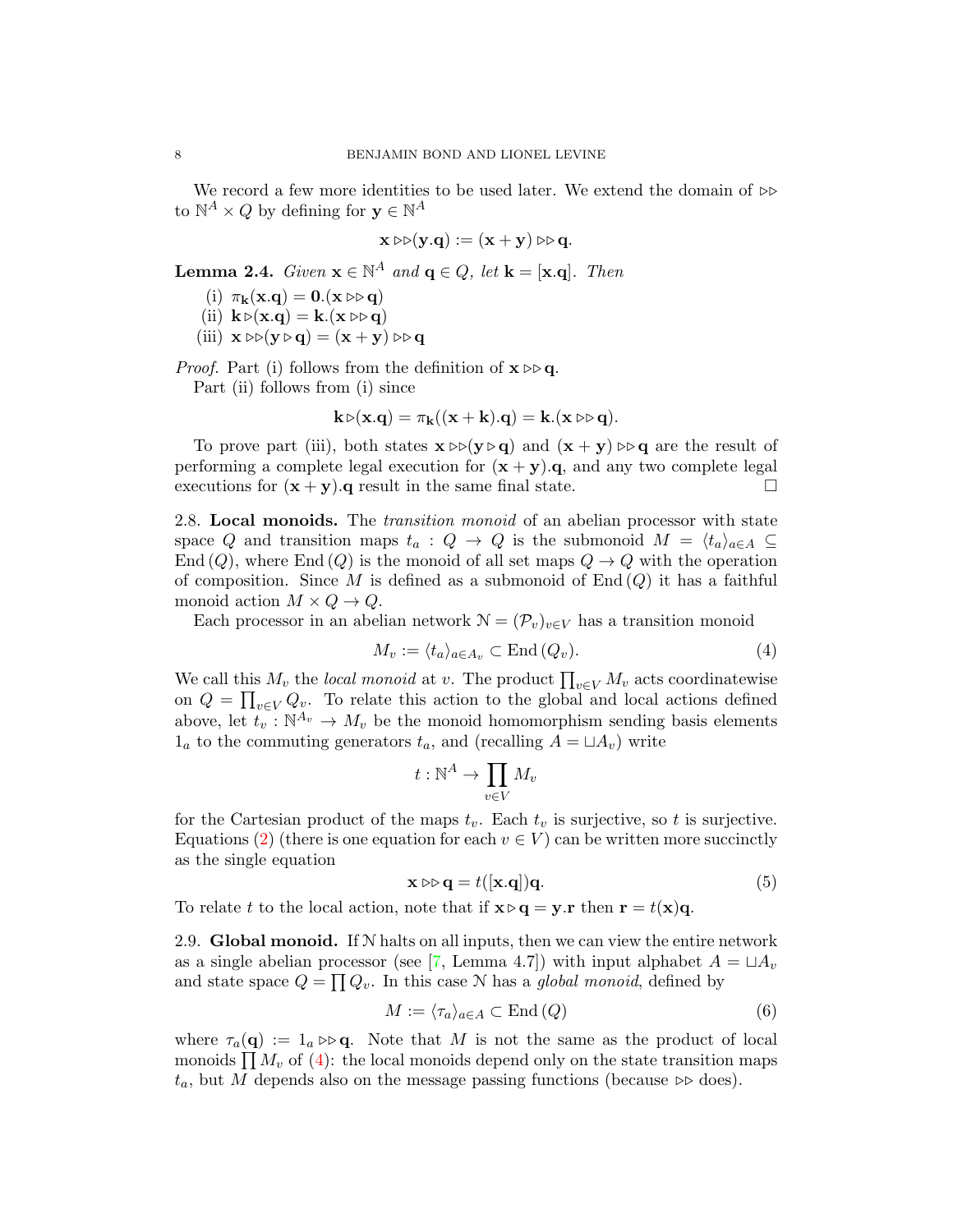We record a few more identities to be used later. We extend the domain of $\triangleright\!\triangleright$ to $\mathbb{N}^A \times Q$ by defining for $\mathbf{y} \in \mathbb{N}^A$

$$\mathbf{x} \triangleright\!\triangleright (\mathbf{y}.\mathbf{q}) := (\mathbf{x} + \mathbf{y}) \triangleright\!\triangleright \mathbf{q}.$$

**Lemma 2.4.** *Given $\mathbf{x} \in \mathbb{N}^A$ and $\mathbf{q} \in Q$, let $\mathbf{k} = [\mathbf{x}.\mathbf{q}]$. Then*

(i) $\pi_{\mathbf{k}}(\mathbf{x}.\mathbf{q}) = \mathbf{0}.(\mathbf{x} \triangleright\!\triangleright \mathbf{q})$
(ii) $\mathbf{k} \triangleright (\mathbf{x}.\mathbf{q}) = \mathbf{k}.(\mathbf{x} \triangleright\!\triangleright \mathbf{q})$
(iii) $\mathbf{x} \triangleright\!\triangleright (\mathbf{y} \triangleright \mathbf{q}) = (\mathbf{x} + \mathbf{y}) \triangleright\!\triangleright \mathbf{q}$

*Proof.* Part (i) follows from the definition of $\mathbf{x} \triangleright\!\triangleright \mathbf{q}$.

Part (ii) follows from (i) since

$$\mathbf{k} \triangleright (\mathbf{x}.\mathbf{q}) = \pi_{\mathbf{k}}((\mathbf{x} + \mathbf{k}).\mathbf{q}) = \mathbf{k}.(\mathbf{x} \triangleright\!\triangleright \mathbf{q}).$$

To prove part (iii), both states $\mathbf{x} \triangleright\!\triangleright (\mathbf{y} \triangleright \mathbf{q})$ and $(\mathbf{x} + \mathbf{y}) \triangleright\!\triangleright \mathbf{q}$ are the result of performing a complete legal execution for $(\mathbf{x} + \mathbf{y}).\mathbf{q}$, and any two complete legal executions for $(\mathbf{x} + \mathbf{y}).\mathbf{q}$ result in the same final state. $\square$

2.8. **Local monoids.** The *transition monoid* of an abelian processor with state space $Q$ and transition maps $t_a : Q \to Q$ is the submonoid $M = \langle t_a \rangle_{a \in A} \subseteq \mathrm{End}\,(Q)$, where $\mathrm{End}\,(Q)$ is the monoid of all set maps $Q \to Q$ with the operation of composition. Since $M$ is defined as a submonoid of $\mathrm{End}\,(Q)$ it has a faithful monoid action $M \times Q \to Q$.

Each processor in an abelian network $\mathcal{N} = (\mathcal{P}_v)_{v \in V}$ has a transition monoid

$$M_v := \langle t_a \rangle_{a \in A_v} \subset \mathrm{End}\,(Q_v). \tag{4}$$

We call this $M_v$ the *local monoid* at $v$. The product $\prod_{v \in V} M_v$ acts coordinatewise on $Q = \prod_{v \in V} Q_v$. To relate this action to the global and local actions defined above, let $t_v : \mathbb{N}^{A_v} \to M_v$ be the monoid homomorphism sending basis elements $1_a$ to the commuting generators $t_a$, and (recalling $A = \sqcup A_v$) write

$$t : \mathbb{N}^A \to \prod_{v \in V} M_v$$

for the Cartesian product of the maps $t_v$. Each $t_v$ is surjective, so $t$ is surjective. Equations (2) (there is one equation for each $v \in V$) can be written more succinctly as the single equation

$$\mathbf{x} \triangleright\!\triangleright \mathbf{q} = t([\mathbf{x}.\mathbf{q}])\mathbf{q}. \tag{5}$$

To relate $t$ to the local action, note that if $\mathbf{x} \triangleright \mathbf{q} = \mathbf{y}.\mathbf{r}$ then $\mathbf{r} = t(\mathbf{x})\mathbf{q}$.

2.9. **Global monoid.** If $\mathcal{N}$ halts on all inputs, then we can view the entire network as a single abelian processor (see [7, Lemma 4.7]) with input alphabet $A = \sqcup A_v$ and state space $Q = \prod Q_v$. In this case $\mathcal{N}$ has a *global monoid*, defined by

$$M := \langle \tau_a \rangle_{a \in A} \subset \mathrm{End}\,(Q) \tag{6}$$

where $\tau_a(\mathbf{q}) := 1_a \triangleright\!\triangleright \mathbf{q}$. Note that $M$ is not the same as the product of local monoids $\prod M_v$ of (4): the local monoids depend only on the state transition maps $t_a$, but $M$ depends also on the message passing functions (because $\triangleright\!\triangleright$ does).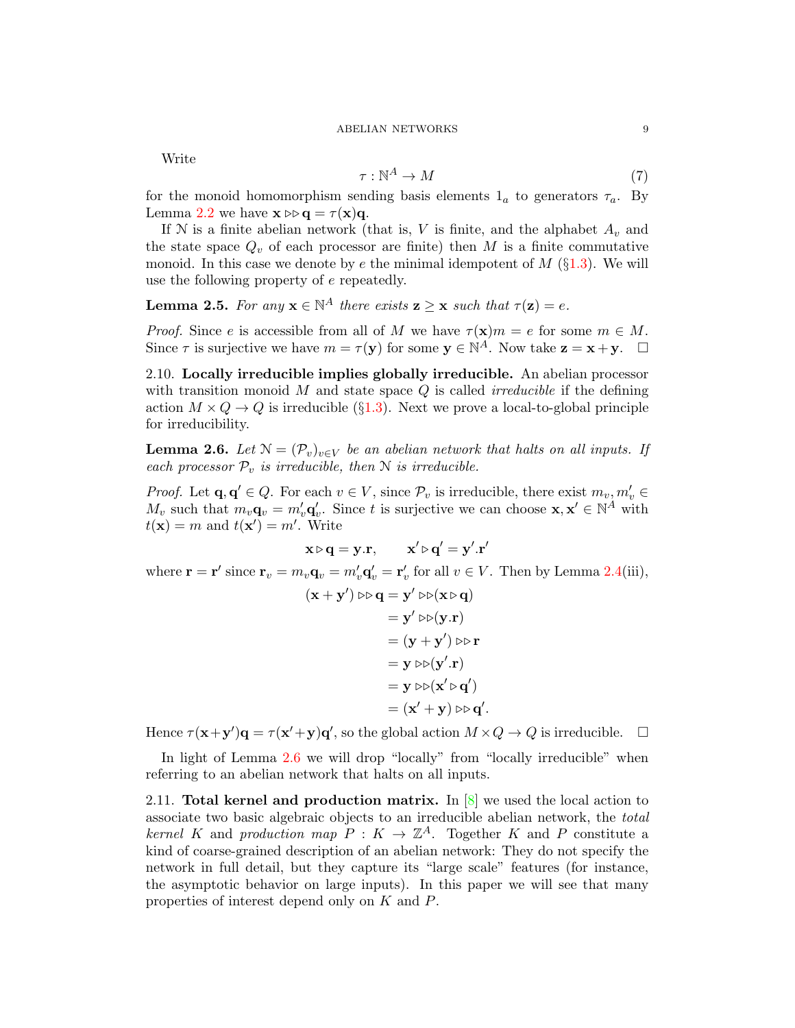Write

$$\tau : \mathbb{N}^A \to M \tag{7}$$

for the monoid homomorphism sending basis elements $1_a$ to generators $\tau_a$. By Lemma 2.2 we have $\mathbf{x} \triangleright\!\triangleright \mathbf{q} = \tau(\mathbf{x})\mathbf{q}$.

If $\mathcal{N}$ is a finite abelian network (that is, $V$ is finite, and the alphabet $A_v$ and the state space $Q_v$ of each processor are finite) then $M$ is a finite commutative monoid. In this case we denote by $e$ the minimal idempotent of $M$ (§1.3). We will use the following property of $e$ repeatedly.

**Lemma 2.5.** *For any $\mathbf{x} \in \mathbb{N}^A$ there exists $\mathbf{z} \geq \mathbf{x}$ such that $\tau(\mathbf{z}) = e$.*

*Proof.* Since $e$ is accessible from all of $M$ we have $\tau(\mathbf{x})m = e$ for some $m \in M$. Since $\tau$ is surjective we have $m = \tau(\mathbf{y})$ for some $\mathbf{y} \in \mathbb{N}^A$. Now take $\mathbf{z} = \mathbf{x} + \mathbf{y}$. $\square$

2.10. **Locally irreducible implies globally irreducible.** An abelian processor with transition monoid $M$ and state space $Q$ is called *irreducible* if the defining action $M \times Q \to Q$ is irreducible (§1.3). Next we prove a local-to-global principle for irreducibility.

**Lemma 2.6.** *Let $\mathcal{N} = (\mathcal{P}_v)_{v \in V}$ be an abelian network that halts on all inputs. If each processor $\mathcal{P}_v$ is irreducible, then $\mathcal{N}$ is irreducible.*

*Proof.* Let $\mathbf{q}, \mathbf{q}' \in Q$. For each $v \in V$, since $\mathcal{P}_v$ is irreducible, there exist $m_v, m'_v \in M_v$ such that $m_v \mathbf{q}_v = m'_v \mathbf{q}'_v$. Since $t$ is surjective we can choose $\mathbf{x}, \mathbf{x}' \in \mathbb{N}^A$ with $t(\mathbf{x}) = m$ and $t(\mathbf{x}') = m'$. Write

$$\mathbf{x} \triangleright \mathbf{q} = \mathbf{y}.\mathbf{r}, \qquad \mathbf{x}' \triangleright \mathbf{q}' = \mathbf{y}'.\mathbf{r}'$$

where $\mathbf{r} = \mathbf{r}'$ since $\mathbf{r}_v = m_v \mathbf{q}_v = m'_v \mathbf{q}'_v = \mathbf{r}'_v$ for all $v \in V$. Then by Lemma 2.4(iii),

$$\begin{aligned}
(\mathbf{x} + \mathbf{y}') \triangleright\!\triangleright \mathbf{q} &= \mathbf{y}' \triangleright\!\triangleright (\mathbf{x} \triangleright \mathbf{q}) \\
&= \mathbf{y}' \triangleright\!\triangleright (\mathbf{y}.\mathbf{r}) \\
&= (\mathbf{y} + \mathbf{y}') \triangleright\!\triangleright \mathbf{r} \\
&= \mathbf{y} \triangleright\!\triangleright (\mathbf{y}'.\mathbf{r}) \\
&= \mathbf{y} \triangleright\!\triangleright (\mathbf{x}' \triangleright \mathbf{q}') \\
&= (\mathbf{x}' + \mathbf{y}) \triangleright\!\triangleright \mathbf{q}'.
\end{aligned}$$

Hence $\tau(\mathbf{x} + \mathbf{y}')\mathbf{q} = \tau(\mathbf{x}' + \mathbf{y})\mathbf{q}'$, so the global action $M \times Q \to Q$ is irreducible. $\square$

In light of Lemma 2.6 we will drop "locally" from "locally irreducible" when referring to an abelian network that halts on all inputs.

2.11. **Total kernel and production matrix.** In [8] we used the local action to associate two basic algebraic objects to an irreducible abelian network, the *total kernel* $K$ and *production map* $P : K \to \mathbb{Z}^A$. Together $K$ and $P$ constitute a kind of coarse-grained description of an abelian network: They do not specify the network in full detail, but they capture its "large scale" features (for instance, the asymptotic behavior on large inputs). In this paper we will see that many properties of interest depend only on $K$ and $P$.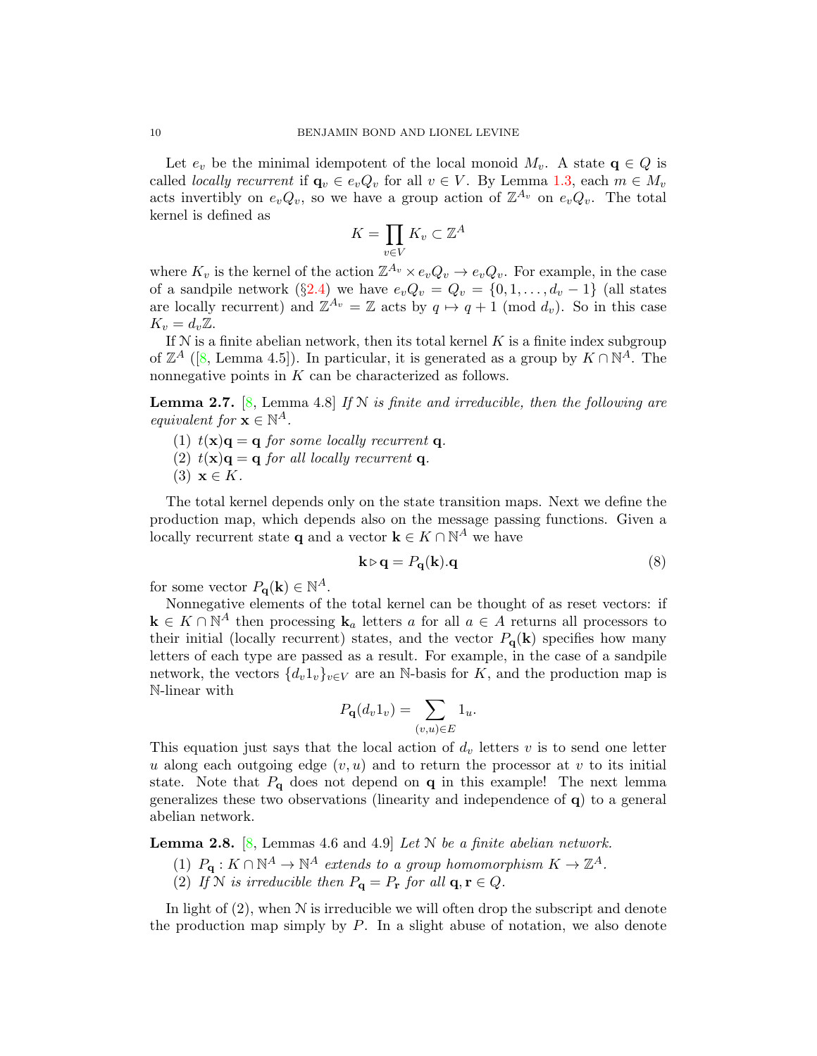Let $e_v$ be the minimal idempotent of the local monoid $M_v$. A state $\mathbf{q} \in Q$ is called *locally recurrent* if $\mathbf{q}_v \in e_v Q_v$ for all $v \in V$. By Lemma 1.3, each $m \in M_v$ acts invertibly on $e_v Q_v$, so we have a group action of $\mathbb{Z}^{A_v}$ on $e_v Q_v$. The total kernel is defined as

$$K = \prod_{v \in V} K_v \subset \mathbb{Z}^A$$

where $K_v$ is the kernel of the action $\mathbb{Z}^{A_v} \times e_v Q_v \to e_v Q_v$. For example, in the case of a sandpile network (§2.4) we have $e_v Q_v = Q_v = \{0, 1, \ldots, d_v - 1\}$ (all states are locally recurrent) and $\mathbb{Z}^{A_v} = \mathbb{Z}$ acts by $q \mapsto q + 1 \pmod{d_v}$. So in this case $K_v = d_v \mathbb{Z}$.

If $\mathcal{N}$ is a finite abelian network, then its total kernel $K$ is a finite index subgroup of $\mathbb{Z}^A$ ([8, Lemma 4.5]). In particular, it is generated as a group by $K \cap \mathbb{N}^A$. The nonnegative points in $K$ can be characterized as follows.

**Lemma 2.7.** [8, Lemma 4.8] *If $\mathcal{N}$ is finite and irreducible, then the following are equivalent for $\mathbf{x} \in \mathbb{N}^A$.*

1. *$t(\mathbf{x})\mathbf{q} = \mathbf{q}$ for some locally recurrent $\mathbf{q}$.*
2. *$t(\mathbf{x})\mathbf{q} = \mathbf{q}$ for all locally recurrent $\mathbf{q}$.*
3. *$\mathbf{x} \in K$.*

The total kernel depends only on the state transition maps. Next we define the production map, which depends also on the message passing functions. Given a locally recurrent state $\mathbf{q}$ and a vector $\mathbf{k} \in K \cap \mathbb{N}^A$ we have

$$\mathbf{k} \triangleright \mathbf{q} = P_{\mathbf{q}}(\mathbf{k}).\mathbf{q} \tag{8}$$

for some vector $P_{\mathbf{q}}(\mathbf{k}) \in \mathbb{N}^A$.

Nonnegative elements of the total kernel can be thought of as reset vectors: if $\mathbf{k} \in K \cap \mathbb{N}^A$ then processing $\mathbf{k}_a$ letters $a$ for all $a \in A$ returns all processors to their initial (locally recurrent) states, and the vector $P_{\mathbf{q}}(\mathbf{k})$ specifies how many letters of each type are passed as a result. For example, in the case of a sandpile network, the vectors $\{d_v 1_v\}_{v \in V}$ are an $\mathbb{N}$-basis for $K$, and the production map is $\mathbb{N}$-linear with

$$P_{\mathbf{q}}(d_v 1_v) = \sum_{(v,u) \in E} 1_u.$$

This equation just says that the local action of $d_v$ letters $v$ is to send one letter $u$ along each outgoing edge $(v, u)$ and to return the processor at $v$ to its initial state. Note that $P_{\mathbf{q}}$ does not depend on $\mathbf{q}$ in this example! The next lemma generalizes these two observations (linearity and independence of $\mathbf{q}$) to a general abelian network.

**Lemma 2.8.** [8, Lemmas 4.6 and 4.9] *Let $\mathcal{N}$ be a finite abelian network.*

1. *$P_{\mathbf{q}} : K \cap \mathbb{N}^A \to \mathbb{N}^A$ extends to a group homomorphism $K \to \mathbb{Z}^A$.*
2. *If $\mathcal{N}$ is irreducible then $P_{\mathbf{q}} = P_{\mathbf{r}}$ for all $\mathbf{q}, \mathbf{r} \in Q$.*

In light of (2), when $\mathcal{N}$ is irreducible we will often drop the subscript and denote the production map simply by $P$. In a slight abuse of notation, we also denote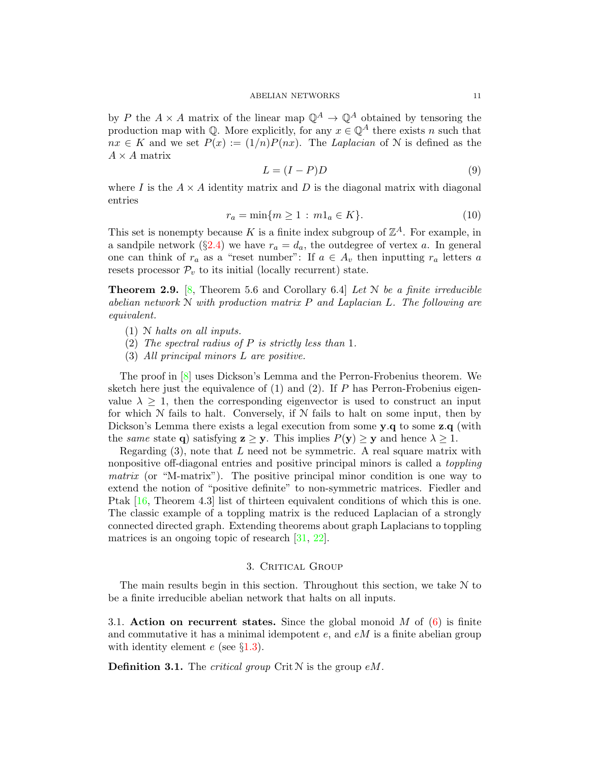by $P$ the $A \times A$ matrix of the linear map $\mathbb{Q}^A \to \mathbb{Q}^A$ obtained by tensoring the production map with $\mathbb{Q}$. More explicitly, for any $x \in \mathbb{Q}^A$ there exists $n$ such that $nx \in K$ and we set $P(x) := (1/n)P(nx)$. The *Laplacian* of $\mathcal{N}$ is defined as the $A \times A$ matrix

$$L = (I - P)D \tag{9}$$

where $I$ is the $A \times A$ identity matrix and $D$ is the diagonal matrix with diagonal entries

$$r_a = \min\{m \geq 1 \, : \, m1_a \in K\}. \tag{10}$$

This set is nonempty because $K$ is a finite index subgroup of $\mathbb{Z}^A$. For example, in a sandpile network (§2.4) we have $r_a = d_a$, the outdegree of vertex $a$. In general one can think of $r_a$ as a "reset number": If $a \in A_v$ then inputting $r_a$ letters $a$ resets processor $\mathcal{P}_v$ to its initial (locally recurrent) state.

**Theorem 2.9.** [8, Theorem 5.6 and Corollary 6.4] *Let $\mathcal{N}$ be a finite irreducible abelian network $\mathcal{N}$ with production matrix $P$ and Laplacian $L$. The following are equivalent.*

1. *$\mathcal{N}$ halts on all inputs.*
2. *The spectral radius of $P$ is strictly less than 1.*
3. *All principal minors $L$ are positive.*

The proof in [8] uses Dickson's Lemma and the Perron-Frobenius theorem. We sketch here just the equivalence of (1) and (2). If $P$ has Perron-Frobenius eigenvalue $\lambda \geq 1$, then the corresponding eigenvector is used to construct an input for which $\mathcal{N}$ fails to halt. Conversely, if $\mathcal{N}$ fails to halt on some input, then by Dickson's Lemma there exists a legal execution from some $\mathbf{y}.\mathbf{q}$ to some $\mathbf{z}.\mathbf{q}$ (with the *same* state $\mathbf{q}$) satisfying $\mathbf{z} \geq \mathbf{y}$. This implies $P(\mathbf{y}) \geq \mathbf{y}$ and hence $\lambda \geq 1$.

Regarding (3), note that $L$ need not be symmetric. A real square matrix with nonpositive off-diagonal entries and positive principal minors is called a *toppling matrix* (or "M-matrix"). The positive principal minor condition is one way to extend the notion of "positive definite" to non-symmetric matrices. Fiedler and Ptak [16, Theorem 4.3] list of thirteen equivalent conditions of which this is one. The classic example of a toppling matrix is the reduced Laplacian of a strongly connected directed graph. Extending theorems about graph Laplacians to toppling matrices is an ongoing topic of research [31, 22].

## 3. Critical Group

The main results begin in this section. Throughout this section, we take $\mathcal{N}$ to be a finite irreducible abelian network that halts on all inputs.

3.1. **Action on recurrent states.** Since the global monoid $M$ of (6) is finite and commutative it has a minimal idempotent $e$, and $eM$ is a finite abelian group with identity element $e$ (see §1.3).

**Definition 3.1.** The *critical group* $\operatorname{Crit} \mathcal{N}$ is the group $eM$.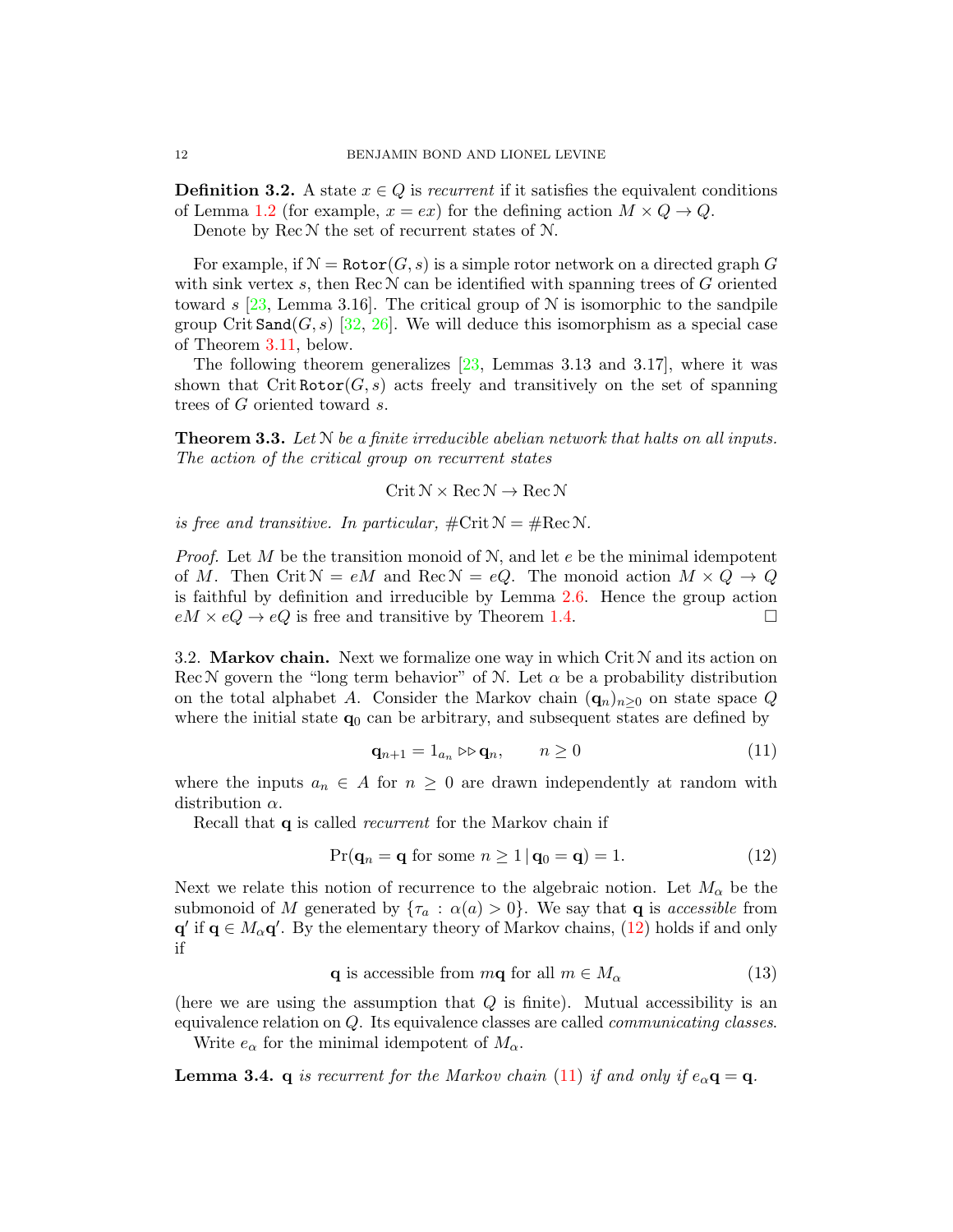**Definition 3.2.** A state $x \in Q$ is *recurrent* if it satisfies the equivalent conditions of Lemma 1.2 (for example, $x = ex$) for the defining action $M \times Q \to Q$.

Denote by $\operatorname{Rec} \mathcal{N}$ the set of recurrent states of $\mathcal{N}$.

For example, if $\mathcal{N} = \mathtt{Rotor}(G, s)$ is a simple rotor network on a directed graph $G$ with sink vertex $s$, then $\operatorname{Rec} \mathcal{N}$ can be identified with spanning trees of $G$ oriented toward $s$ [23, Lemma 3.16]. The critical group of $\mathcal{N}$ is isomorphic to the sandpile group $\operatorname{Crit} \mathtt{Sand}(G, s)$ [32, 26]. We will deduce this isomorphism as a special case of Theorem 3.11, below.

The following theorem generalizes [23, Lemmas 3.13 and 3.17], where it was shown that $\operatorname{Crit} \mathtt{Rotor}(G, s)$ acts freely and transitively on the set of spanning trees of $G$ oriented toward $s$.

**Theorem 3.3.** *Let $\mathcal{N}$ be a finite irreducible abelian network that halts on all inputs. The action of the critical group on recurrent states*

$$\operatorname{Crit} \mathcal{N} \times \operatorname{Rec} \mathcal{N} \to \operatorname{Rec} \mathcal{N}$$

*is free and transitive. In particular, $\#\operatorname{Crit} \mathcal{N} = \#\operatorname{Rec} \mathcal{N}$.*

*Proof.* Let $M$ be the transition monoid of $\mathcal{N}$, and let $e$ be the minimal idempotent of $M$. Then $\operatorname{Crit} \mathcal{N} = eM$ and $\operatorname{Rec} \mathcal{N} = eQ$. The monoid action $M \times Q \to Q$ is faithful by definition and irreducible by Lemma 2.6. Hence the group action $eM \times eQ \to eQ$ is free and transitive by Theorem 1.4. $\square$

3.2. **Markov chain.** Next we formalize one way in which $\operatorname{Crit} \mathcal{N}$ and its action on $\operatorname{Rec} \mathcal{N}$ govern the "long term behavior" of $\mathcal{N}$. Let $\alpha$ be a probability distribution on the total alphabet $A$. Consider the Markov chain $(\mathbf{q}_n)_{n \geq 0}$ on state space $Q$ where the initial state $\mathbf{q}_0$ can be arbitrary, and subsequent states are defined by

$$\mathbf{q}_{n+1} = 1_{a_n} \triangleright\triangleright \mathbf{q}_n, \qquad n \geq 0 \tag{11}$$

where the inputs $a_n \in A$ for $n \geq 0$ are drawn independently at random with distribution $\alpha$.

Recall that $\mathbf{q}$ is called *recurrent* for the Markov chain if

$$\Pr(\mathbf{q}_n = \mathbf{q} \text{ for some } n \geq 1 \,|\, \mathbf{q}_0 = \mathbf{q}) = 1. \tag{12}$$

Next we relate this notion of recurrence to the algebraic notion. Let $M_\alpha$ be the submonoid of $M$ generated by $\{\tau_a : \alpha(a) > 0\}$. We say that $\mathbf{q}$ is *accessible* from $\mathbf{q}'$ if $\mathbf{q} \in M_\alpha \mathbf{q}'$. By the elementary theory of Markov chains, (12) holds if and only if

$$\mathbf{q} \text{ is accessible from } m\mathbf{q} \text{ for all } m \in M_\alpha \tag{13}$$

(here we are using the assumption that $Q$ is finite). Mutual accessibility is an equivalence relation on $Q$. Its equivalence classes are called *communicating classes*.

Write $e_\alpha$ for the minimal idempotent of $M_\alpha$.

**Lemma 3.4.** *$\mathbf{q}$ is recurrent for the Markov chain (11) if and only if $e_\alpha \mathbf{q} = \mathbf{q}$.*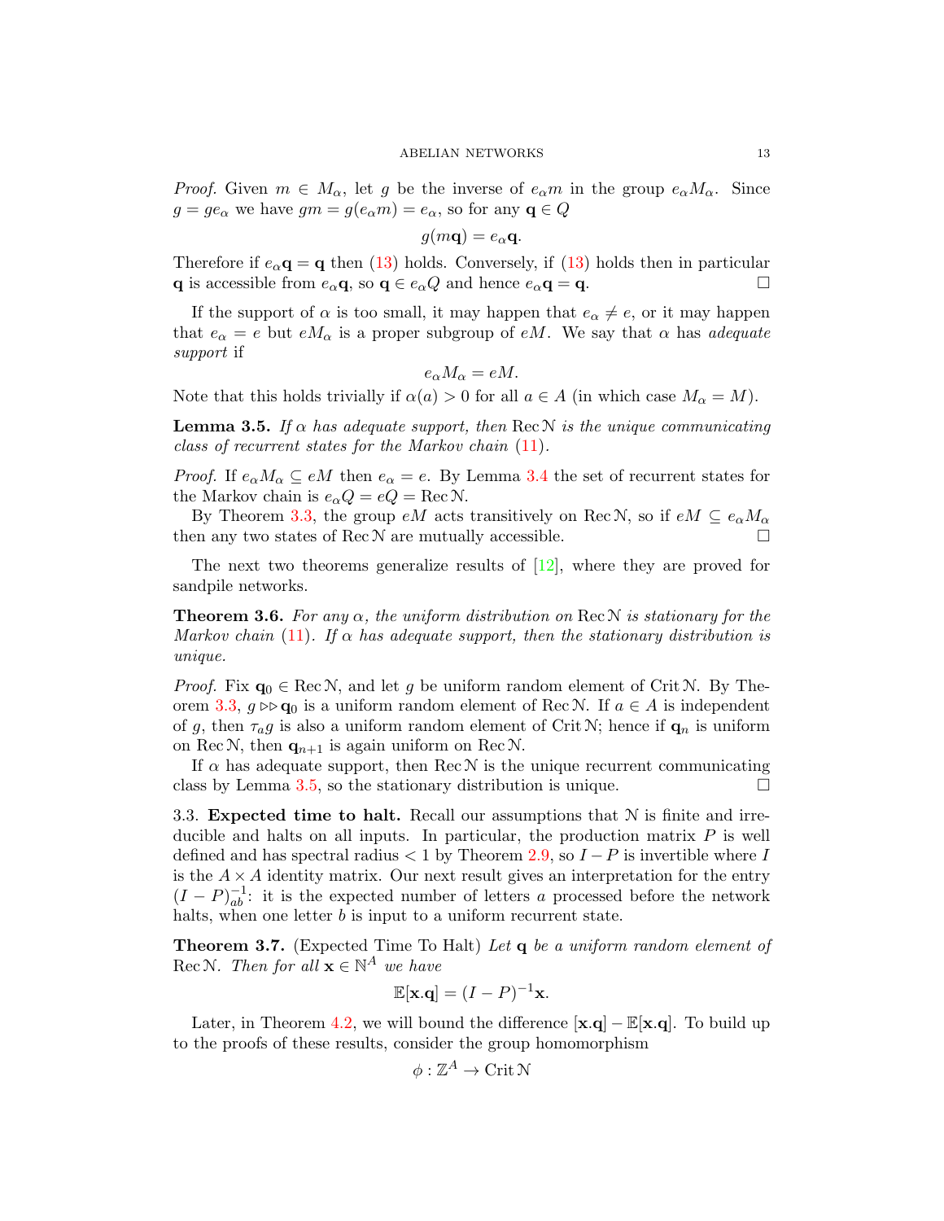*Proof.* Given $m \in M_\alpha$, let $g$ be the inverse of $e_\alpha m$ in the group $e_\alpha M_\alpha$. Since $g = g e_\alpha$ we have $gm = g(e_\alpha m) = e_\alpha$, so for any $\mathbf{q} \in Q$

$$g(m\mathbf{q}) = e_\alpha \mathbf{q}.$$

Therefore if $e_\alpha \mathbf{q} = \mathbf{q}$ then (13) holds. Conversely, if (13) holds then in particular $\mathbf{q}$ is accessible from $e_\alpha \mathbf{q}$, so $\mathbf{q} \in e_\alpha Q$ and hence $e_\alpha \mathbf{q} = \mathbf{q}$. □

If the support of $\alpha$ is too small, it may happen that $e_\alpha \neq e$, or it may happen that $e_\alpha = e$ but $eM_\alpha$ is a proper subgroup of $eM$. We say that $\alpha$ has *adequate support* if

$$e_\alpha M_\alpha = eM.$$

Note that this holds trivially if $\alpha(a) > 0$ for all $a \in A$ (in which case $M_\alpha = M$).

**Lemma 3.5.** *If $\alpha$ has adequate support, then $\operatorname{Rec} \mathcal{N}$ is the unique communicating class of recurrent states for the Markov chain (11).*

*Proof.* If $e_\alpha M_\alpha \subseteq eM$ then $e_\alpha = e$. By Lemma 3.4 the set of recurrent states for the Markov chain is $e_\alpha Q = eQ = \operatorname{Rec} \mathcal{N}$.

By Theorem 3.3, the group $eM$ acts transitively on $\operatorname{Rec} \mathcal{N}$, so if $eM \subseteq e_\alpha M_\alpha$ then any two states of $\operatorname{Rec} \mathcal{N}$ are mutually accessible. □

The next two theorems generalize results of [12], where they are proved for sandpile networks.

**Theorem 3.6.** *For any $\alpha$, the uniform distribution on $\operatorname{Rec} \mathcal{N}$ is stationary for the Markov chain (11). If $\alpha$ has adequate support, then the stationary distribution is unique.*

*Proof.* Fix $\mathbf{q}_0 \in \operatorname{Rec} \mathcal{N}$, and let $g$ be uniform random element of $\operatorname{Crit} \mathcal{N}$. By Theorem 3.3, $g \rhd\!\rhd \mathbf{q}_0$ is a uniform random element of $\operatorname{Rec} \mathcal{N}$. If $a \in A$ is independent of $g$, then $\tau_a g$ is also a uniform random element of $\operatorname{Crit} \mathcal{N}$; hence if $\mathbf{q}_n$ is uniform on $\operatorname{Rec} \mathcal{N}$, then $\mathbf{q}_{n+1}$ is again uniform on $\operatorname{Rec} \mathcal{N}$.

If $\alpha$ has adequate support, then $\operatorname{Rec} \mathcal{N}$ is the unique recurrent communicating class by Lemma 3.5, so the stationary distribution is unique. □

3.3. **Expected time to halt.** Recall our assumptions that $\mathcal{N}$ is finite and irreducible and halts on all inputs. In particular, the production matrix $P$ is well defined and has spectral radius $< 1$ by Theorem 2.9, so $I - P$ is invertible where $I$ is the $A \times A$ identity matrix. Our next result gives an interpretation for the entry $(I-P)^{-1}_{ab}$: it is the expected number of letters $a$ processed before the network halts, when one letter $b$ is input to a uniform recurrent state.

**Theorem 3.7.** (Expected Time To Halt) *Let $\mathbf{q}$ be a uniform random element of $\operatorname{Rec} \mathcal{N}$. Then for all $\mathbf{x} \in \mathbb{N}^A$ we have*

$$\mathbb{E}[\mathbf{x}.\mathbf{q}] = (I-P)^{-1}\mathbf{x}.$$

Later, in Theorem 4.2, we will bound the difference $[\mathbf{x}.\mathbf{q}] - \mathbb{E}[\mathbf{x}.\mathbf{q}]$. To build up to the proofs of these results, consider the group homomorphism

$$\phi : \mathbb{Z}^A \to \operatorname{Crit} \mathcal{N}$$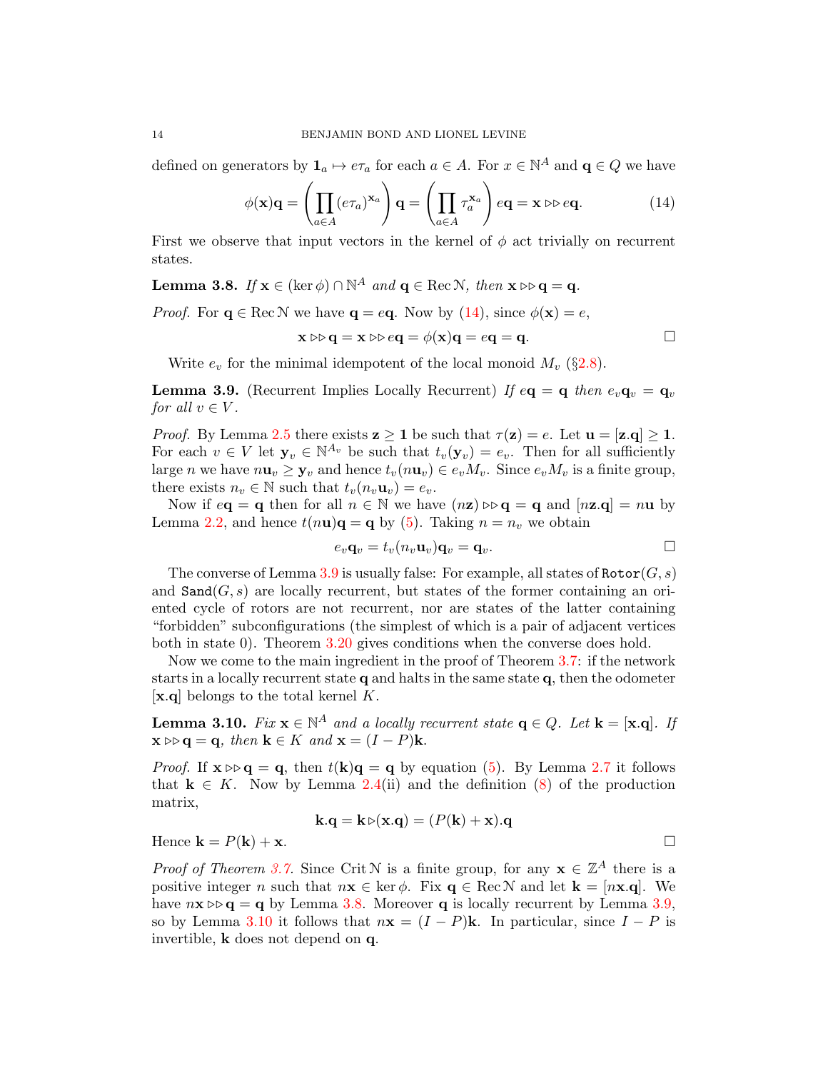defined on generators by $\mathbf{1}_a \mapsto e\tau_a$ for each $a \in A$. For $x \in \mathbb{N}^A$ and $\mathbf{q} \in Q$ we have

$$\phi(\mathbf{x})\mathbf{q} = \left(\prod_{a\in A} (e\tau_a)^{\mathbf{x}_a}\right)\mathbf{q} = \left(\prod_{a\in A} \tau_a^{\mathbf{x}_a}\right) e\mathbf{q} = \mathbf{x} \triangleright\!\triangleright e\mathbf{q}. \tag{14}$$

First we observe that input vectors in the kernel of $\phi$ act trivially on recurrent states.

**Lemma 3.8.** *If $\mathbf{x} \in (\ker \phi) \cap \mathbb{N}^A$ and $\mathbf{q} \in \operatorname{Rec} \mathcal{N}$, then $\mathbf{x} \triangleright\!\triangleright \mathbf{q} = \mathbf{q}$.*

*Proof.* For $\mathbf{q} \in \operatorname{Rec} \mathcal{N}$ we have $\mathbf{q} = e\mathbf{q}$. Now by (14), since $\phi(\mathbf{x}) = e$,

$$\mathbf{x} \triangleright\!\triangleright \mathbf{q} = \mathbf{x} \triangleright\!\triangleright e\mathbf{q} = \phi(\mathbf{x})\mathbf{q} = e\mathbf{q} = \mathbf{q}. \qquad \square$$

Write $e_v$ for the minimal idempotent of the local monoid $M_v$ (§2.8).

**Lemma 3.9.** (Recurrent Implies Locally Recurrent) *If $e\mathbf{q} = \mathbf{q}$ then $e_v \mathbf{q}_v = \mathbf{q}_v$ for all $v \in V$.*

*Proof.* By Lemma 2.5 there exists $\mathbf{z} \geq \mathbf{1}$ be such that $\tau(\mathbf{z}) = e$. Let $\mathbf{u} = [\mathbf{z}.\mathbf{q}] \geq \mathbf{1}$. For each $v \in V$ let $\mathbf{y}_v \in \mathbb{N}^{A_v}$ be such that $t_v(\mathbf{y}_v) = e_v$. Then for all sufficiently large $n$ we have $n\mathbf{u}_v \geq \mathbf{y}_v$ and hence $t_v(n\mathbf{u}_v) \in e_v M_v$. Since $e_v M_v$ is a finite group, there exists $n_v \in \mathbb{N}$ such that $t_v(n_v \mathbf{u}_v) = e_v$.

Now if $e\mathbf{q} = \mathbf{q}$ then for all $n \in \mathbb{N}$ we have $(n\mathbf{z}) \triangleright\!\triangleright \mathbf{q} = \mathbf{q}$ and $[n\mathbf{z}.\mathbf{q}] = n\mathbf{u}$ by Lemma 2.2, and hence $t(n\mathbf{u})\mathbf{q} = \mathbf{q}$ by (5). Taking $n = n_v$ we obtain

$$e_v \mathbf{q}_v = t_v(n_v \mathbf{u}_v)\mathbf{q}_v = \mathbf{q}_v. \qquad \square$$

The converse of Lemma 3.9 is usually false: For example, all states of $\texttt{Rotor}(G, s)$ and $\texttt{Sand}(G, s)$ are locally recurrent, but states of the former containing an oriented cycle of rotors are not recurrent, nor are states of the latter containing "forbidden" subconfigurations (the simplest of which is a pair of adjacent vertices both in state 0). Theorem 3.20 gives conditions when the converse does hold.

Now we come to the main ingredient in the proof of Theorem 3.7: if the network starts in a locally recurrent state $\mathbf{q}$ and halts in the same state $\mathbf{q}$, then the odometer $[\mathbf{x}.\mathbf{q}]$ belongs to the total kernel $K$.

**Lemma 3.10.** *Fix $\mathbf{x} \in \mathbb{N}^A$ and a locally recurrent state $\mathbf{q} \in Q$. Let $\mathbf{k} = [\mathbf{x}.\mathbf{q}]$. If $\mathbf{x} \triangleright\!\triangleright \mathbf{q} = \mathbf{q}$, then $\mathbf{k} \in K$ and $\mathbf{x} = (I - P)\mathbf{k}$.*

*Proof.* If $\mathbf{x} \triangleright\!\triangleright \mathbf{q} = \mathbf{q}$, then $t(\mathbf{k})\mathbf{q} = \mathbf{q}$ by equation (5). By Lemma 2.7 it follows that $\mathbf{k} \in K$. Now by Lemma 2.4(ii) and the definition (8) of the production matrix,

$$\mathbf{k}.\mathbf{q} = \mathbf{k} \triangleright (\mathbf{x}.\mathbf{q}) = (P(\mathbf{k}) + \mathbf{x}).\mathbf{q}$$

Hence $\mathbf{k} = P(\mathbf{k}) + \mathbf{x}$. $\square$

*Proof of Theorem 3.7.* Since $\operatorname{Crit} \mathcal{N}$ is a finite group, for any $\mathbf{x} \in \mathbb{Z}^A$ there is a positive integer $n$ such that $n\mathbf{x} \in \ker \phi$. Fix $\mathbf{q} \in \operatorname{Rec} \mathcal{N}$ and let $\mathbf{k} = [n\mathbf{x}.\mathbf{q}]$. We have $n\mathbf{x} \triangleright\!\triangleright \mathbf{q} = \mathbf{q}$ by Lemma 3.8. Moreover $\mathbf{q}$ is locally recurrent by Lemma 3.9, so by Lemma 3.10 it follows that $n\mathbf{x} = (I - P)\mathbf{k}$. In particular, since $I - P$ is invertible, $\mathbf{k}$ does not depend on $\mathbf{q}$.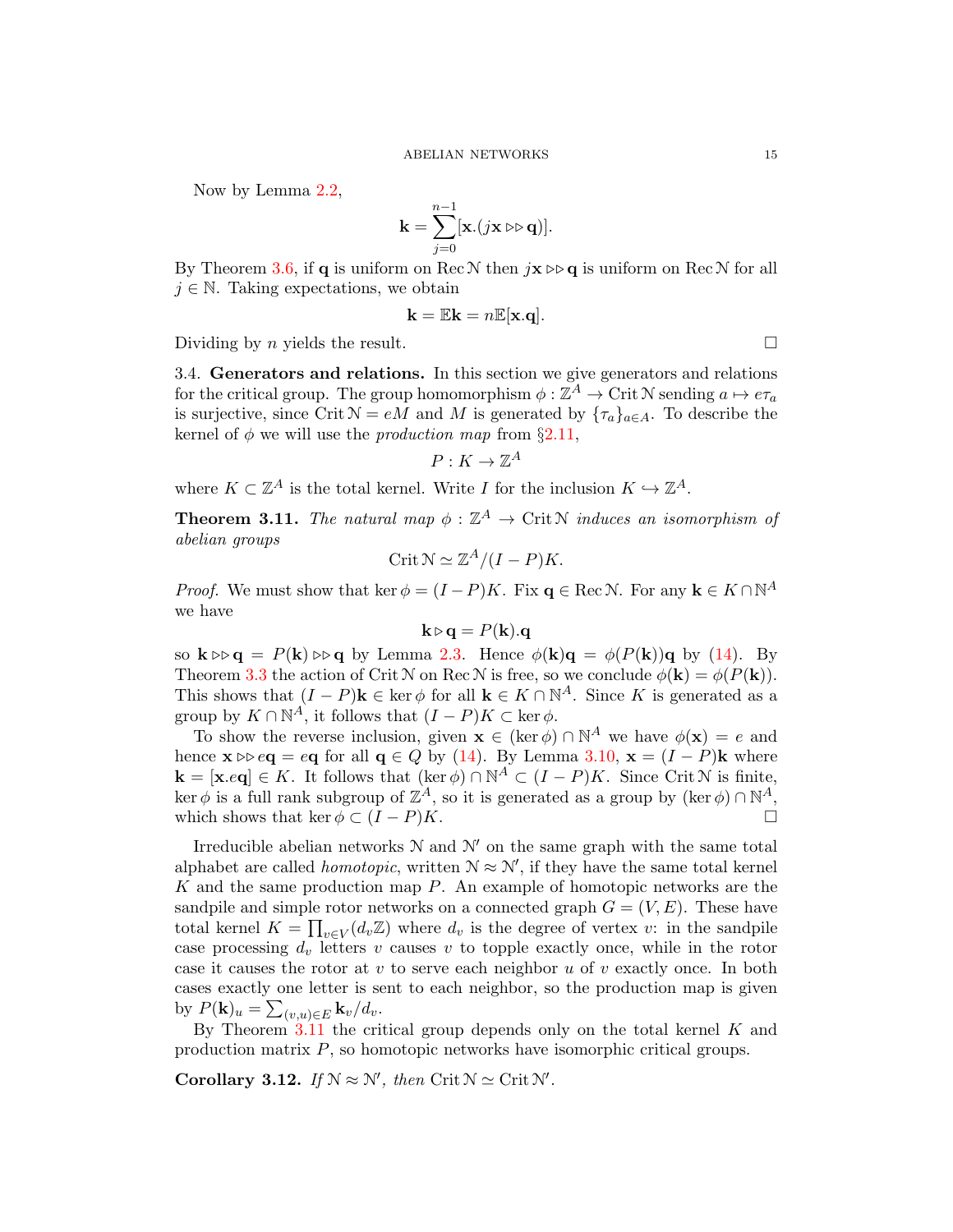Now by Lemma 2.2,

$$\mathbf{k} = \sum_{j=0}^{n-1} [\mathbf{x}.(j\mathbf{x} \triangleright\!\triangleright \mathbf{q})].$$

By Theorem 3.6, if $\mathbf{q}$ is uniform on $\operatorname{Rec} \mathcal{N}$ then $j\mathbf{x} \triangleright\!\triangleright \mathbf{q}$ is uniform on $\operatorname{Rec} \mathcal{N}$ for all $j \in \mathbb{N}$. Taking expectations, we obtain

$$\mathbf{k} = \mathbb{E}\mathbf{k} = n\mathbb{E}[\mathbf{x}.\mathbf{q}].$$

Dividing by $n$ yields the result. $\square$

3.4. **Generators and relations.** In this section we give generators and relations for the critical group. The group homomorphism $\phi : \mathbb{Z}^A \to \operatorname{Crit} \mathcal{N}$ sending $a \mapsto e\tau_a$ is surjective, since $\operatorname{Crit} \mathcal{N} = eM$ and $M$ is generated by $\{\tau_a\}_{a \in A}$. To describe the kernel of $\phi$ we will use the *production map* from §2.11,

$$P : K \to \mathbb{Z}^A$$

where $K \subset \mathbb{Z}^A$ is the total kernel. Write $I$ for the inclusion $K \hookrightarrow \mathbb{Z}^A$.

**Theorem 3.11.** *The natural map $\phi : \mathbb{Z}^A \to \operatorname{Crit} \mathcal{N}$ induces an isomorphism of abelian groups*

$$\operatorname{Crit} \mathcal{N} \simeq \mathbb{Z}^A/(I - P)K.$$

*Proof.* We must show that $\ker \phi = (I - P)K$. Fix $\mathbf{q} \in \operatorname{Rec} \mathcal{N}$. For any $\mathbf{k} \in K \cap \mathbb{N}^A$ we have

$$\mathbf{k} \triangleright \mathbf{q} = P(\mathbf{k}).\mathbf{q}$$

so $\mathbf{k} \triangleright\!\triangleright \mathbf{q} = P(\mathbf{k}) \triangleright\!\triangleright \mathbf{q}$ by Lemma 2.3. Hence $\phi(\mathbf{k})\mathbf{q} = \phi(P(\mathbf{k}))\mathbf{q}$ by (14). By Theorem 3.3 the action of $\operatorname{Crit} \mathcal{N}$ on $\operatorname{Rec} \mathcal{N}$ is free, so we conclude $\phi(\mathbf{k}) = \phi(P(\mathbf{k}))$. This shows that $(I - P)\mathbf{k} \in \ker \phi$ for all $\mathbf{k} \in K \cap \mathbb{N}^A$. Since $K$ is generated as a group by $K \cap \mathbb{N}^A$, it follows that $(I - P)K \subset \ker \phi$.

To show the reverse inclusion, given $\mathbf{x} \in (\ker \phi) \cap \mathbb{N}^A$ we have $\phi(\mathbf{x}) = e$ and hence $\mathbf{x} \triangleright\!\triangleright e\mathbf{q} = e\mathbf{q}$ for all $\mathbf{q} \in Q$ by (14). By Lemma 3.10, $\mathbf{x} = (I - P)\mathbf{k}$ where $\mathbf{k} = [\mathbf{x}.e\mathbf{q}] \in K$. It follows that $(\ker \phi) \cap \mathbb{N}^A \subset (I - P)K$. Since $\operatorname{Crit} \mathcal{N}$ is finite, $\ker \phi$ is a full rank subgroup of $\mathbb{Z}^A$, so it is generated as a group by $(\ker \phi) \cap \mathbb{N}^A$, which shows that $\ker \phi \subset (I - P)K$. $\square$

Irreducible abelian networks $\mathcal{N}$ and $\mathcal{N}'$ on the same graph with the same total alphabet are called *homotopic*, written $\mathcal{N} \approx \mathcal{N}'$, if they have the same total kernel $K$ and the same production map $P$. An example of homotopic networks are the sandpile and simple rotor networks on a connected graph $G = (V, E)$. These have total kernel $K = \prod_{v \in V} (d_v \mathbb{Z})$ where $d_v$ is the degree of vertex $v$: in the sandpile case processing $d_v$ letters $v$ causes $v$ to topple exactly once, while in the rotor case it causes the rotor at $v$ to serve each neighbor $u$ of $v$ exactly once. In both cases exactly one letter is sent to each neighbor, so the production map is given by $P(\mathbf{k})_u = \sum_{(v,u) \in E} \mathbf{k}_v / d_v$.

By Theorem 3.11 the critical group depends only on the total kernel $K$ and production matrix $P$, so homotopic networks have isomorphic critical groups.

**Corollary 3.12.** *If $\mathcal{N} \approx \mathcal{N}'$, then $\operatorname{Crit} \mathcal{N} \simeq \operatorname{Crit} \mathcal{N}'$.*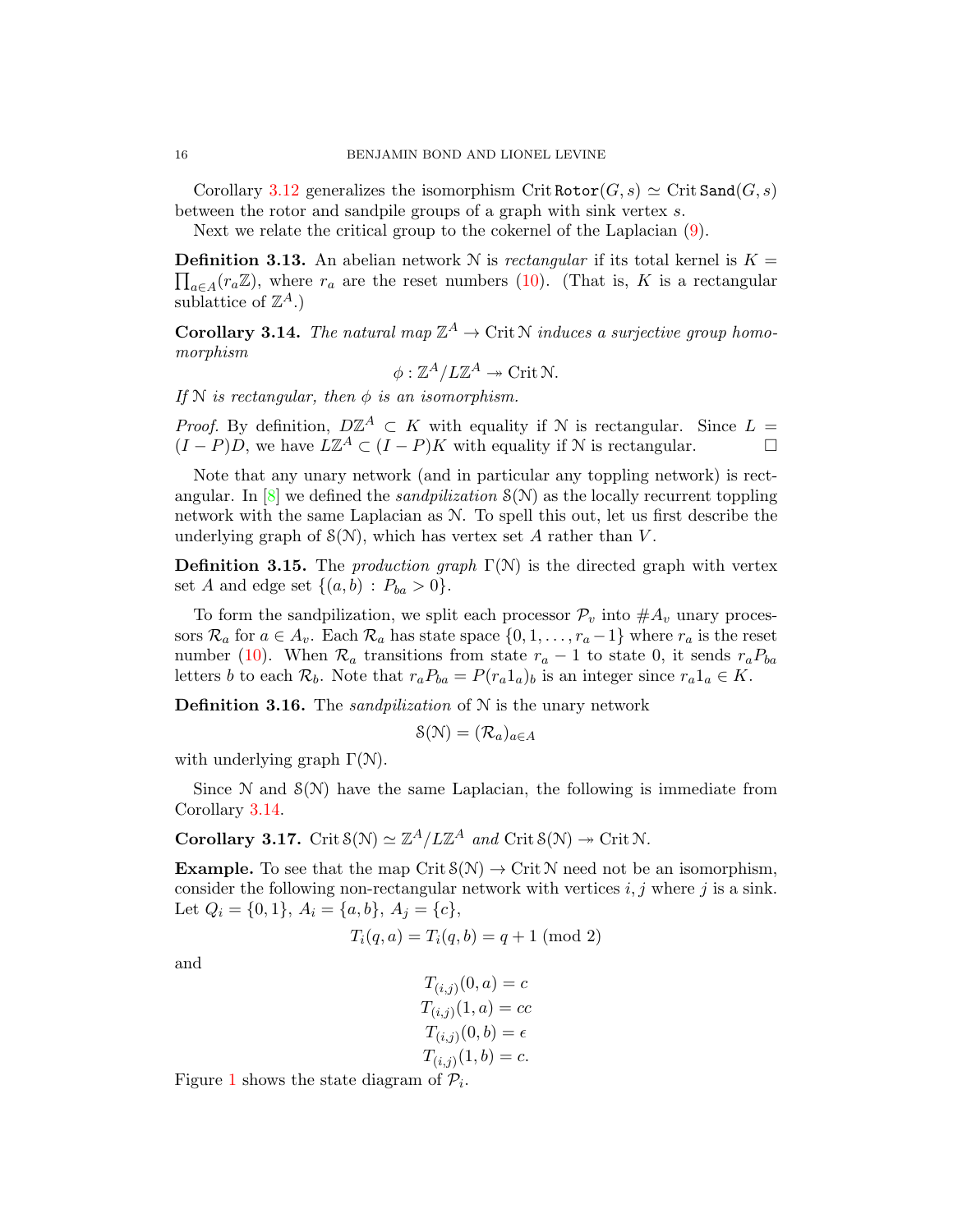Corollary 3.12 generalizes the isomorphism $\operatorname{Crit}\texttt{Rotor}(G,s) \simeq \operatorname{Crit}\texttt{Sand}(G,s)$ between the rotor and sandpile groups of a graph with sink vertex $s$.

Next we relate the critical group to the cokernel of the Laplacian (9).

**Definition 3.13.** An abelian network $\mathcal{N}$ is *rectangular* if its total kernel is $K = \prod_{a\in A}(r_a\mathbb{Z})$, where $r_a$ are the reset numbers (10). (That is, $K$ is a rectangular sublattice of $\mathbb{Z}^A$.)

**Corollary 3.14.** *The natural map $\mathbb{Z}^A \to \operatorname{Crit}\mathcal{N}$ induces a surjective group homomorphism*

$$\phi : \mathbb{Z}^A/L\mathbb{Z}^A \twoheadrightarrow \operatorname{Crit}\mathcal{N}.$$

*If $\mathcal{N}$ is rectangular, then $\phi$ is an isomorphism.*

*Proof.* By definition, $D\mathbb{Z}^A \subset K$ with equality if $\mathcal{N}$ is rectangular. Since $L = (I-P)D$, we have $L\mathbb{Z}^A \subset (I-P)K$ with equality if $\mathcal{N}$ is rectangular. ☐

Note that any unary network (and in particular any toppling network) is rectangular. In [8] we defined the *sandpilization* $\mathcal{S}(\mathcal{N})$ as the locally recurrent toppling network with the same Laplacian as $\mathcal{N}$. To spell this out, let us first describe the underlying graph of $\mathcal{S}(\mathcal{N})$, which has vertex set $A$ rather than $V$.

**Definition 3.15.** The *production graph* $\Gamma(\mathcal{N})$ is the directed graph with vertex set $A$ and edge set $\{(a,b) : P_{ba} > 0\}$.

To form the sandpilization, we split each processor $\mathcal{P}_v$ into $\#A_v$ unary processors $\mathcal{R}_a$ for $a \in A_v$. Each $\mathcal{R}_a$ has state space $\{0,1,\ldots,r_a-1\}$ where $r_a$ is the reset number (10). When $\mathcal{R}_a$ transitions from state $r_a - 1$ to state 0, it sends $r_aP_{ba}$ letters $b$ to each $\mathcal{R}_b$. Note that $r_aP_{ba} = P(r_a1_a)_b$ is an integer since $r_a1_a \in K$.

**Definition 3.16.** The *sandpilization* of $\mathcal{N}$ is the unary network

$$\mathcal{S}(\mathcal{N}) = (\mathcal{R}_a)_{a\in A}$$

with underlying graph $\Gamma(\mathcal{N})$.

Since $\mathcal{N}$ and $\mathcal{S}(\mathcal{N})$ have the same Laplacian, the following is immediate from Corollary 3.14.

**Corollary 3.17.** $\operatorname{Crit}\mathcal{S}(\mathcal{N}) \simeq \mathbb{Z}^A/L\mathbb{Z}^A$ *and* $\operatorname{Crit}\mathcal{S}(\mathcal{N}) \twoheadrightarrow \operatorname{Crit}\mathcal{N}$.

**Example.** To see that the map $\operatorname{Crit}\mathcal{S}(\mathcal{N}) \to \operatorname{Crit}\mathcal{N}$ need not be an isomorphism, consider the following non-rectangular network with vertices $i, j$ where $j$ is a sink. Let $Q_i = \{0,1\}$, $A_i = \{a,b\}$, $A_j = \{c\}$,

$$T_i(q,a) = T_i(q,b) = q+1 \ (\mathrm{mod}\ 2)$$

and

$$T_{(i,j)}(0,a) = c$$
$$T_{(i,j)}(1,a) = cc$$
$$T_{(i,j)}(0,b) = \epsilon$$
$$T_{(i,j)}(1,b) = c.$$

Figure 1 shows the state diagram of $\mathcal{P}_i$.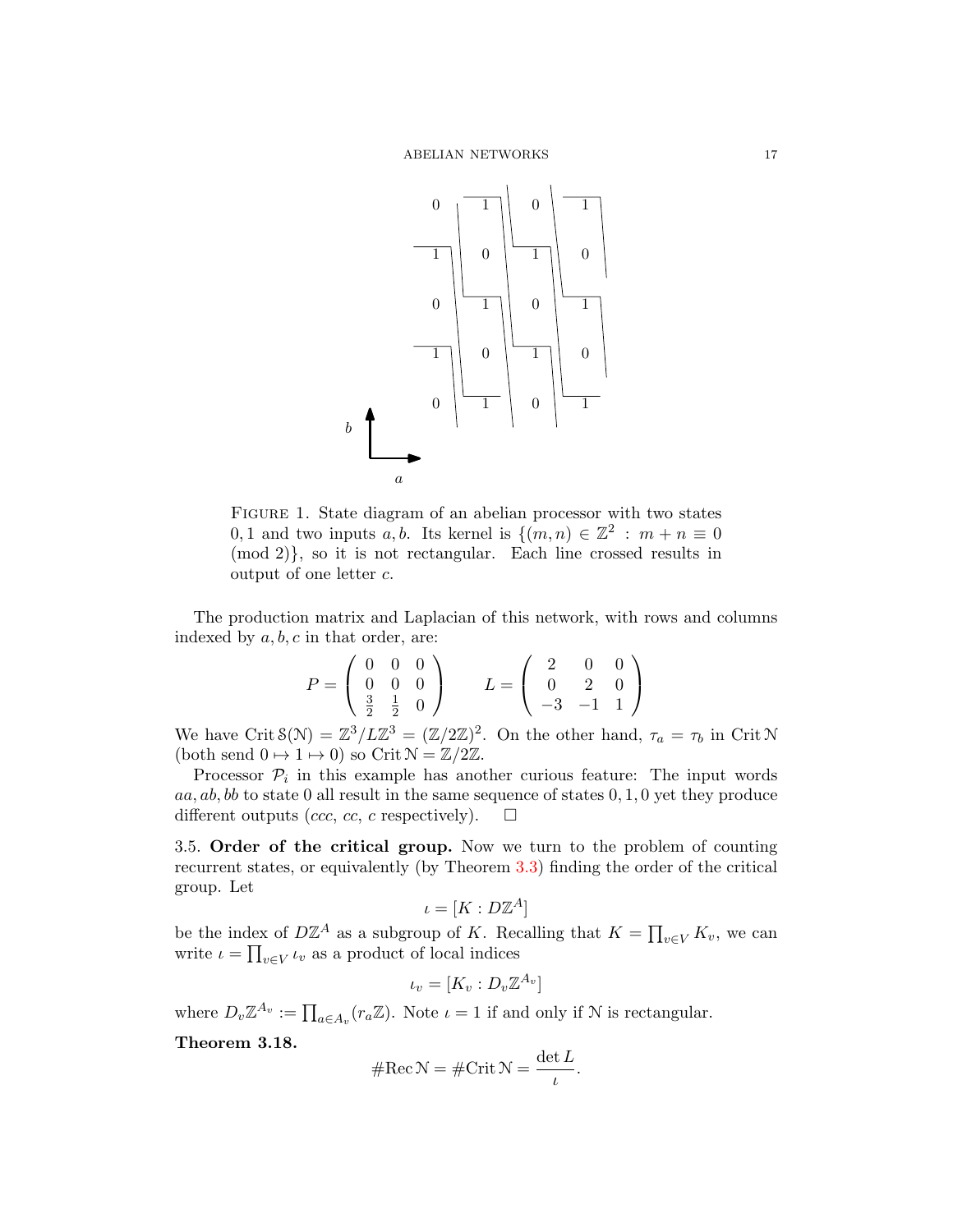FIGURE 1. State diagram of an abelian processor with two states $0, 1$ and two inputs $a, b$. Its kernel is $\{(m, n) \in \mathbb{Z}^2 : m + n \equiv 0 \pmod 2\}$, so it is not rectangular. Each line crossed results in output of one letter $c$.

The production matrix and Laplacian of this network, with rows and columns indexed by $a, b, c$ in that order, are:

$$P = \begin{pmatrix} 0 & 0 & 0 \\ 0 & 0 & 0 \\ \frac{3}{2} & \frac{1}{2} & 0 \end{pmatrix} \qquad L = \begin{pmatrix} 2 & 0 & 0 \\ 0 & 2 & 0 \\ -3 & -1 & 1 \end{pmatrix}$$

We have $\operatorname{Crit} \mathcal{S}(\mathcal{N}) = \mathbb{Z}^3 / L\mathbb{Z}^3 = (\mathbb{Z}/2\mathbb{Z})^2$. On the other hand, $\tau_a = \tau_b$ in $\operatorname{Crit} \mathcal{N}$ (both send $0 \mapsto 1 \mapsto 0$) so $\operatorname{Crit} \mathcal{N} = \mathbb{Z}/2\mathbb{Z}$.

Processor $\mathcal{P}_i$ in this example has another curious feature: The input words $aa, ab, bb$ to state $0$ all result in the same sequence of states $0, 1, 0$ yet they produce different outputs ($ccc$, $cc$, $c$ respectively). $\square$

3.5. **Order of the critical group.** Now we turn to the problem of counting recurrent states, or equivalently (by Theorem 3.3) finding the order of the critical group. Let

$$\iota = [K : D\mathbb{Z}^A]$$

be the index of $D\mathbb{Z}^A$ as a subgroup of $K$. Recalling that $K = \prod_{v \in V} K_v$, we can write $\iota = \prod_{v \in V} \iota_v$ as a product of local indices

$$\iota_v = [K_v : D_v \mathbb{Z}^{A_v}]$$

where $D_v \mathbb{Z}^{A_v} := \prod_{a \in A_v} (r_a \mathbb{Z})$. Note $\iota = 1$ if and only if $\mathcal{N}$ is rectangular.

**Theorem 3.18.**

$$\#\operatorname{Rec} \mathcal{N} = \#\operatorname{Crit} \mathcal{N} = \frac{\det L}{\iota}.$$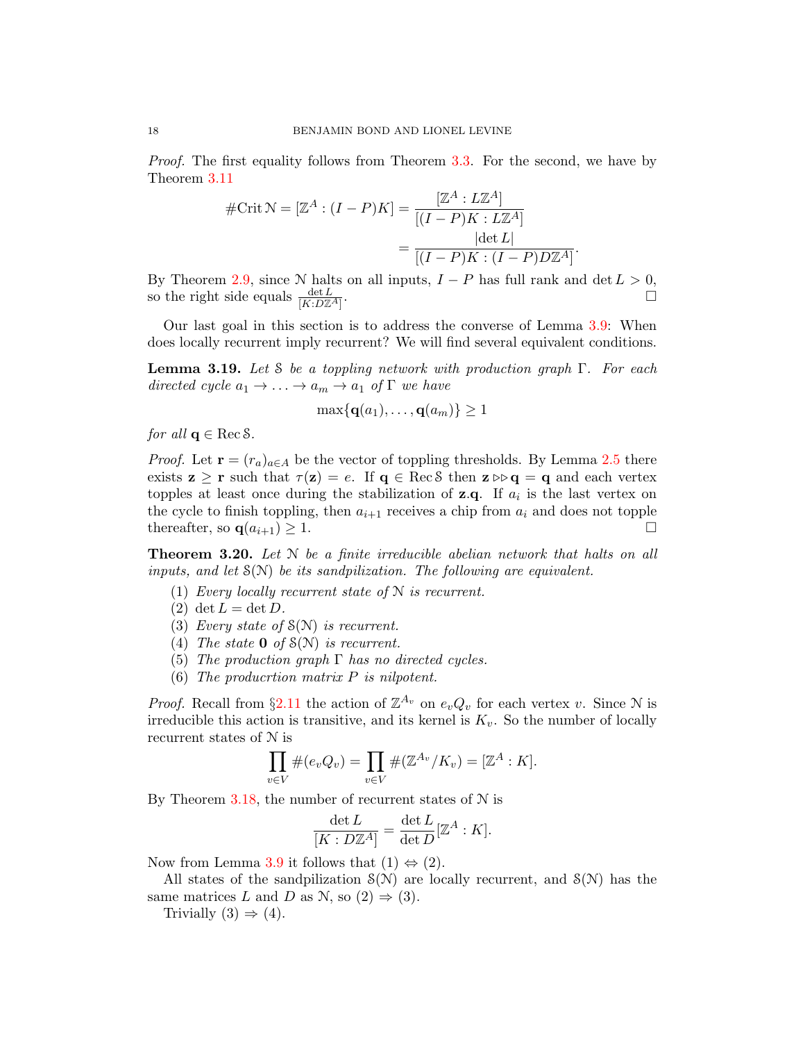*Proof.* The first equality follows from Theorem 3.3. For the second, we have by Theorem 3.11

$$\#\mathrm{Crit}\,\mathcal{N} = [\mathbb{Z}^A : (I-P)K] = \frac{[\mathbb{Z}^A : L\mathbb{Z}^A]}{[(I-P)K : L\mathbb{Z}^A]}$$
$$= \frac{|\det L|}{[(I-P)K : (I-P)D\mathbb{Z}^A]}.$$

By Theorem 2.9, since $\mathcal{N}$ halts on all inputs, $I-P$ has full rank and $\det L > 0$, so the right side equals $\frac{\det L}{[K:D\mathbb{Z}^A]}$. $\square$

Our last goal in this section is to address the converse of Lemma 3.9: When does locally recurrent imply recurrent? We will find several equivalent conditions.

**Lemma 3.19.** *Let $\mathcal{S}$ be a toppling network with production graph $\Gamma$. For each directed cycle $a_1 \to \ldots \to a_m \to a_1$ of $\Gamma$ we have*

$$\max\{\mathbf{q}(a_1), \ldots, \mathbf{q}(a_m)\} \geq 1$$

*for all $\mathbf{q} \in \mathrm{Rec}\,\mathcal{S}$.*

*Proof.* Let $\mathbf{r} = (r_a)_{a \in A}$ be the vector of toppling thresholds. By Lemma 2.5 there exists $\mathbf{z} \geq \mathbf{r}$ such that $\tau(\mathbf{z}) = e$. If $\mathbf{q} \in \mathrm{Rec}\,\mathcal{S}$ then $\mathbf{z} \triangleright\!\triangleright \mathbf{q} = \mathbf{q}$ and each vertex topples at least once during the stabilization of $\mathbf{z}.\mathbf{q}$. If $a_i$ is the last vertex on the cycle to finish toppling, then $a_{i+1}$ receives a chip from $a_i$ and does not topple thereafter, so $\mathbf{q}(a_{i+1}) \geq 1$. $\square$

**Theorem 3.20.** *Let $\mathcal{N}$ be a finite irreducible abelian network that halts on all inputs, and let $\mathcal{S}(\mathcal{N})$ be its sandpilization. The following are equivalent.*

1. *Every locally recurrent state of $\mathcal{N}$ is recurrent.*
2. $\det L = \det D$.
3. *Every state of $\mathcal{S}(\mathcal{N})$ is recurrent.*
4. *The state $\mathbf{0}$ of $\mathcal{S}(\mathcal{N})$ is recurrent.*
5. *The production graph $\Gamma$ has no directed cycles.*
6. *The producrtion matrix $P$ is nilpotent.*

*Proof.* Recall from §2.11 the action of $\mathbb{Z}^{A_v}$ on $e_v Q_v$ for each vertex $v$. Since $\mathcal{N}$ is irreducible this action is transitive, and its kernel is $K_v$. So the number of locally recurrent states of $\mathcal{N}$ is

$$\prod_{v \in V} \#(e_v Q_v) = \prod_{v \in V} \#(\mathbb{Z}^{A_v}/K_v) = [\mathbb{Z}^A : K].$$

By Theorem 3.18, the number of recurrent states of $\mathcal{N}$ is

$$\frac{\det L}{[K : D\mathbb{Z}^A]} = \frac{\det L}{\det D}[\mathbb{Z}^A : K].$$

Now from Lemma 3.9 it follows that (1) $\Leftrightarrow$ (2).

All states of the sandpilization $\mathcal{S}(\mathcal{N})$ are locally recurrent, and $\mathcal{S}(\mathcal{N})$ has the same matrices $L$ and $D$ as $\mathcal{N}$, so (2) $\Rightarrow$ (3).

Trivially (3) $\Rightarrow$ (4).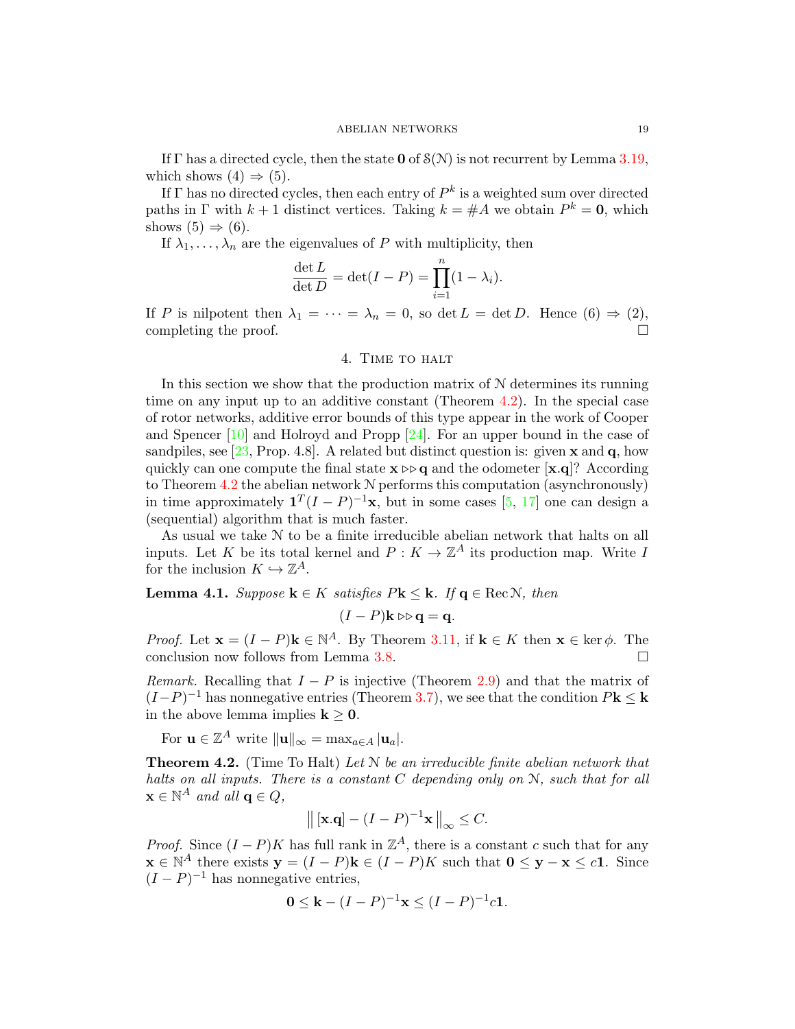If $\Gamma$ has a directed cycle, then the state $\mathbf{0}$ of $\mathcal{S}(\mathcal{N})$ is not recurrent by Lemma 3.19, which shows (4) $\Rightarrow$ (5).

If $\Gamma$ has no directed cycles, then each entry of $P^k$ is a weighted sum over directed paths in $\Gamma$ with $k+1$ distinct vertices. Taking $k = \#A$ we obtain $P^k = \mathbf{0}$, which shows (5) $\Rightarrow$ (6).

If $\lambda_1, \ldots, \lambda_n$ are the eigenvalues of $P$ with multiplicity, then

$$\frac{\det L}{\det D} = \det(I - P) = \prod_{i=1}^{n}(1 - \lambda_i).$$

If $P$ is nilpotent then $\lambda_1 = \cdots = \lambda_n = 0$, so $\det L = \det D$. Hence (6) $\Rightarrow$ (2), completing the proof. ◻

## 4. Time to halt

In this section we show that the production matrix of $\mathcal{N}$ determines its running time on any input up to an additive constant (Theorem 4.2). In the special case of rotor networks, additive error bounds of this type appear in the work of Cooper and Spencer [10] and Holroyd and Propp [24]. For an upper bound in the case of sandpiles, see [23, Prop. 4.8]. A related but distinct question is: given $\mathbf{x}$ and $\mathbf{q}$, how quickly can one compute the final state $\mathbf{x} \triangleright\!\triangleright \mathbf{q}$ and the odometer $[\mathbf{x}.\mathbf{q}]$? According to Theorem 4.2 the abelian network $\mathcal{N}$ performs this computation (asynchronously) in time approximately $\mathbf{1}^T(I-P)^{-1}\mathbf{x}$, but in some cases [5, 17] one can design a (sequential) algorithm that is much faster.

As usual we take $\mathcal{N}$ to be a finite irreducible abelian network that halts on all inputs. Let $K$ be its total kernel and $P : K \to \mathbb{Z}^A$ its production map. Write $I$ for the inclusion $K \hookrightarrow \mathbb{Z}^A$.

**Lemma 4.1.** *Suppose $\mathbf{k} \in K$ satisfies $P\mathbf{k} \le \mathbf{k}$. If $\mathbf{q} \in \operatorname{Rec} \mathcal{N}$, then*

$$(I - P)\mathbf{k} \triangleright\!\triangleright \mathbf{q} = \mathbf{q}.$$

*Proof.* Let $\mathbf{x} = (I - P)\mathbf{k} \in \mathbb{N}^A$. By Theorem 3.11, if $\mathbf{k} \in K$ then $\mathbf{x} \in \ker \phi$. The conclusion now follows from Lemma 3.8. ◻

*Remark.* Recalling that $I - P$ is injective (Theorem 2.9) and that the matrix of $(I-P)^{-1}$ has nonnegative entries (Theorem 3.7), we see that the condition $P\mathbf{k} \le \mathbf{k}$ in the above lemma implies $\mathbf{k} \ge \mathbf{0}$.

For $\mathbf{u} \in \mathbb{Z}^A$ write $\|\mathbf{u}\|_\infty = \max_{a \in A} |\mathbf{u}_a|$.

**Theorem 4.2.** (Time To Halt) *Let $\mathcal{N}$ be an irreducible finite abelian network that halts on all inputs. There is a constant $C$ depending only on $\mathcal{N}$, such that for all $\mathbf{x} \in \mathbb{N}^A$ and all $\mathbf{q} \in Q$,*

$$\left\| [\mathbf{x}.\mathbf{q}] - (I - P)^{-1}\mathbf{x} \right\|_\infty \le C.$$

*Proof.* Since $(I - P)K$ has full rank in $\mathbb{Z}^A$, there is a constant $c$ such that for any $\mathbf{x} \in \mathbb{N}^A$ there exists $\mathbf{y} = (I - P)\mathbf{k} \in (I - P)K$ such that $\mathbf{0} \le \mathbf{y} - \mathbf{x} \le c\mathbf{1}$. Since $(I - P)^{-1}$ has nonnegative entries,

$$\mathbf{0} \le \mathbf{k} - (I - P)^{-1}\mathbf{x} \le (I - P)^{-1}c\mathbf{1}.$$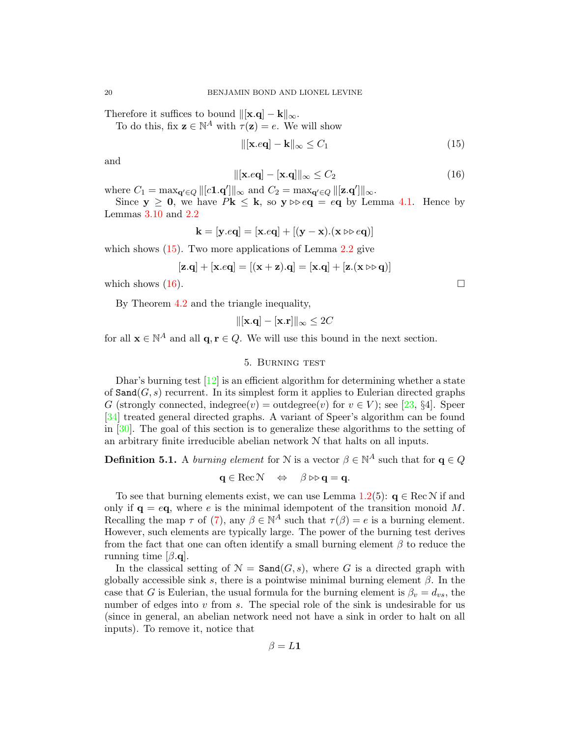Therefore it suffices to bound $\|[\mathbf{x}.\mathbf{q}] - \mathbf{k}\|_\infty$.

To do this, fix $\mathbf{z} \in \mathbb{N}^A$ with $\tau(\mathbf{z}) = e$. We will show

$$\|[\mathbf{x}.e\mathbf{q}] - \mathbf{k}\|_\infty \le C_1 \tag{15}$$

and

$$\|[\mathbf{x}.e\mathbf{q}] - [\mathbf{x}.\mathbf{q}]\|_\infty \le C_2 \tag{16}$$

where $C_1 = \max_{\mathbf{q}' \in Q} \|[c\mathbf{1}.\mathbf{q}']\|_\infty$ and $C_2 = \max_{\mathbf{q}' \in Q} \|[\mathbf{z}.\mathbf{q}']\|_\infty$.

Since $\mathbf{y} \ge \mathbf{0}$, we have $P\mathbf{k} \le \mathbf{k}$, so $\mathbf{y} \triangleright\!\triangleright e\mathbf{q} = e\mathbf{q}$ by Lemma 4.1. Hence by Lemmas 3.10 and 2.2

$$\mathbf{k} = [\mathbf{y}.e\mathbf{q}] = [\mathbf{x}.e\mathbf{q}] + [(\mathbf{y} - \mathbf{x}).(\mathbf{x} \triangleright\!\triangleright e\mathbf{q})]$$

which shows (15). Two more applications of Lemma 2.2 give

$$[\mathbf{z}.\mathbf{q}] + [\mathbf{x}.e\mathbf{q}] = [(\mathbf{x} + \mathbf{z}).\mathbf{q}] = [\mathbf{x}.\mathbf{q}] + [\mathbf{z}.(\mathbf{x} \triangleright\!\triangleright \mathbf{q})]$$

which shows (16). □

By Theorem 4.2 and the triangle inequality,

$$\|[\mathbf{x}.\mathbf{q}] - [\mathbf{x}.\mathbf{r}]\|_\infty \le 2C$$

for all $\mathbf{x} \in \mathbb{N}^A$ and all $\mathbf{q}, \mathbf{r} \in Q$. We will use this bound in the next section.

## 5. Burning test

Dhar's burning test [12] is an efficient algorithm for determining whether a state of $\texttt{Sand}(G, s)$ recurrent. In its simplest form it applies to Eulerian directed graphs $G$ (strongly connected, indegree$(v)$ = outdegree$(v)$ for $v \in V$); see [23, §4]. Speer [34] treated general directed graphs. A variant of Speer's algorithm can be found in [30]. The goal of this section is to generalize these algorithms to the setting of an arbitrary finite irreducible abelian network $\mathcal{N}$ that halts on all inputs.

**Definition 5.1.** A *burning element* for $\mathcal{N}$ is a vector $\beta \in \mathbb{N}^A$ such that for $\mathbf{q} \in Q$

$$\mathbf{q} \in \operatorname{Rec} \mathcal{N} \quad \Leftrightarrow \quad \beta \triangleright\!\triangleright \mathbf{q} = \mathbf{q}.$$

To see that burning elements exist, we can use Lemma 1.2(5): $\mathbf{q} \in \operatorname{Rec} \mathcal{N}$ if and only if $\mathbf{q} = e\mathbf{q}$, where $e$ is the minimal idempotent of the transition monoid $M$. Recalling the map $\tau$ of (7), any $\beta \in \mathbb{N}^A$ such that $\tau(\beta) = e$ is a burning element. However, such elements are typically large. The power of the burning test derives from the fact that one can often identify a small burning element $\beta$ to reduce the running time $[\beta.\mathbf{q}]$.

In the classical setting of $\mathcal{N} = \texttt{Sand}(G, s)$, where $G$ is a directed graph with globally accessible sink $s$, there is a pointwise minimal burning element $\beta$. In the case that $G$ is Eulerian, the usual formula for the burning element is $\beta_v = d_{vs}$, the number of edges into $v$ from $s$. The special role of the sink is undesirable for us (since in general, an abelian network need not have a sink in order to halt on all inputs). To remove it, notice that

$$\beta = L\mathbf{1}$$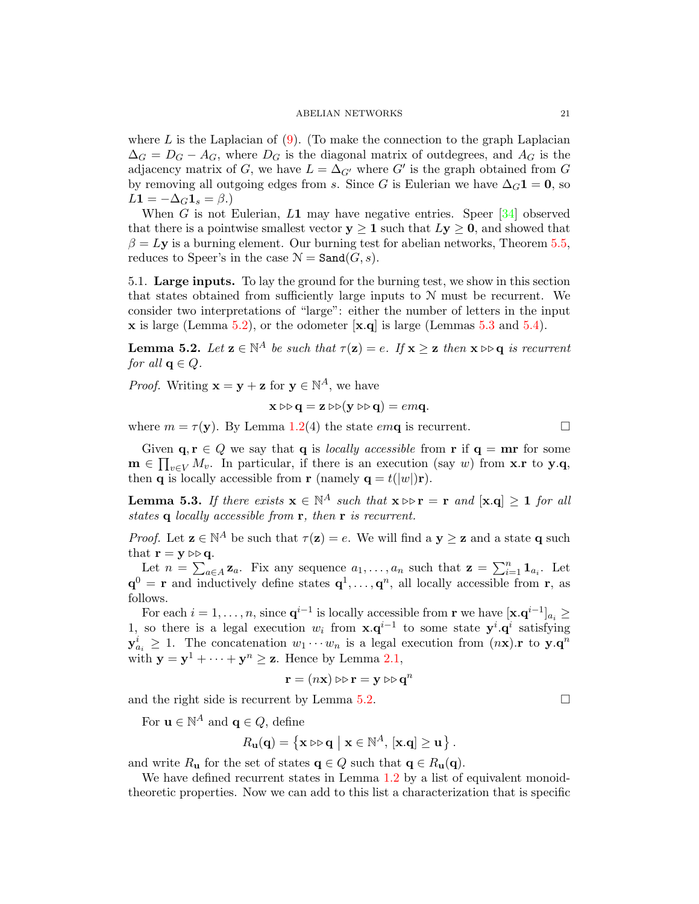where $L$ is the Laplacian of (9). (To make the connection to the graph Laplacian $\Delta_G = D_G - A_G$, where $D_G$ is the diagonal matrix of outdegrees, and $A_G$ is the adjacency matrix of $G$, we have $L = \Delta_{G'}$ where $G'$ is the graph obtained from $G$ by removing all outgoing edges from $s$. Since $G$ is Eulerian we have $\Delta_G \mathbf{1} = \mathbf{0}$, so $L\mathbf{1} = -\Delta_G \mathbf{1}_s = \beta$.)

When $G$ is not Eulerian, $L\mathbf{1}$ may have negative entries. Speer [34] observed that there is a pointwise smallest vector $\mathbf{y} \geq \mathbf{1}$ such that $L\mathbf{y} \geq \mathbf{0}$, and showed that $\beta = L\mathbf{y}$ is a burning element. Our burning test for abelian networks, Theorem 5.5, reduces to Speer's in the case $\mathcal{N} = \mathtt{Sand}(G, s)$.

5.1. **Large inputs.** To lay the ground for the burning test, we show in this section that states obtained from sufficiently large inputs to $\mathcal{N}$ must be recurrent. We consider two interpretations of "large": either the number of letters in the input $\mathbf{x}$ is large (Lemma 5.2), or the odometer $[\mathbf{x}.\mathbf{q}]$ is large (Lemmas 5.3 and 5.4).

**Lemma 5.2.** *Let $\mathbf{z} \in \mathbb{N}^A$ be such that $\tau(\mathbf{z}) = e$. If $\mathbf{x} \geq \mathbf{z}$ then $\mathbf{x} \rhd\!\rhd \mathbf{q}$ is recurrent for all $\mathbf{q} \in Q$.*

*Proof.* Writing $\mathbf{x} = \mathbf{y} + \mathbf{z}$ for $\mathbf{y} \in \mathbb{N}^A$, we have

$$\mathbf{x} \rhd\!\rhd \mathbf{q} = \mathbf{z} \rhd\!\rhd (\mathbf{y} \rhd\!\rhd \mathbf{q}) = em\mathbf{q}.$$

where $m = \tau(\mathbf{y})$. By Lemma 1.2(4) the state $em\mathbf{q}$ is recurrent. □

Given $\mathbf{q}, \mathbf{r} \in Q$ we say that $\mathbf{q}$ is *locally accessible* from $\mathbf{r}$ if $\mathbf{q} = \mathbf{m}\mathbf{r}$ for some $\mathbf{m} \in \prod_{v \in V} M_v$. In particular, if there is an execution (say $w$) from $\mathbf{x}.\mathbf{r}$ to $\mathbf{y}.\mathbf{q}$, then $\mathbf{q}$ is locally accessible from $\mathbf{r}$ (namely $\mathbf{q} = t(|w|)\mathbf{r}$).

**Lemma 5.3.** *If there exists $\mathbf{x} \in \mathbb{N}^A$ such that $\mathbf{x} \rhd\!\rhd \mathbf{r} = \mathbf{r}$ and $[\mathbf{x}.\mathbf{q}] \geq \mathbf{1}$ for all states $\mathbf{q}$ locally accessible from $\mathbf{r}$, then $\mathbf{r}$ is recurrent.*

*Proof.* Let $\mathbf{z} \in \mathbb{N}^A$ be such that $\tau(\mathbf{z}) = e$. We will find a $\mathbf{y} \geq \mathbf{z}$ and a state $\mathbf{q}$ such that $\mathbf{r} = \mathbf{y} \rhd\!\rhd \mathbf{q}$.

Let $n = \sum_{a \in A} \mathbf{z}_a$. Fix any sequence $a_1, \ldots, a_n$ such that $\mathbf{z} = \sum_{i=1}^n \mathbf{1}_{a_i}$. Let $\mathbf{q}^0 = \mathbf{r}$ and inductively define states $\mathbf{q}^1, \ldots, \mathbf{q}^n$, all locally accessible from $\mathbf{r}$, as follows.

For each $i = 1, \ldots, n$, since $\mathbf{q}^{i-1}$ is locally accessible from $\mathbf{r}$ we have $[\mathbf{x}.\mathbf{q}^{i-1}]_{a_i} \geq 1$, so there is a legal execution $w_i$ from $\mathbf{x}.\mathbf{q}^{i-1}$ to some state $\mathbf{y}^i.\mathbf{q}^i$ satisfying $\mathbf{y}^i_{a_i} \geq 1$. The concatenation $w_1 \cdots w_n$ is a legal execution from $(n\mathbf{x}).\mathbf{r}$ to $\mathbf{y}.\mathbf{q}^n$ with $\mathbf{y} = \mathbf{y}^1 + \cdots + \mathbf{y}^n \geq \mathbf{z}$. Hence by Lemma 2.1,

$$\mathbf{r} = (n\mathbf{x}) \rhd\!\rhd \mathbf{r} = \mathbf{y} \rhd\!\rhd \mathbf{q}^n$$

and the right side is recurrent by Lemma 5.2. □

For $\mathbf{u} \in \mathbb{N}^A$ and $\mathbf{q} \in Q$, define

$$R_{\mathbf{u}}(\mathbf{q}) = \left\{ \mathbf{x} \rhd\!\rhd \mathbf{q} \;\middle|\; \mathbf{x} \in \mathbb{N}^A,\, [\mathbf{x}.\mathbf{q}] \geq \mathbf{u} \right\}.$$

and write $R_{\mathbf{u}}$ for the set of states $\mathbf{q} \in Q$ such that $\mathbf{q} \in R_{\mathbf{u}}(\mathbf{q})$.

We have defined recurrent states in Lemma 1.2 by a list of equivalent monoid-theoretic properties. Now we can add to this list a characterization that is specific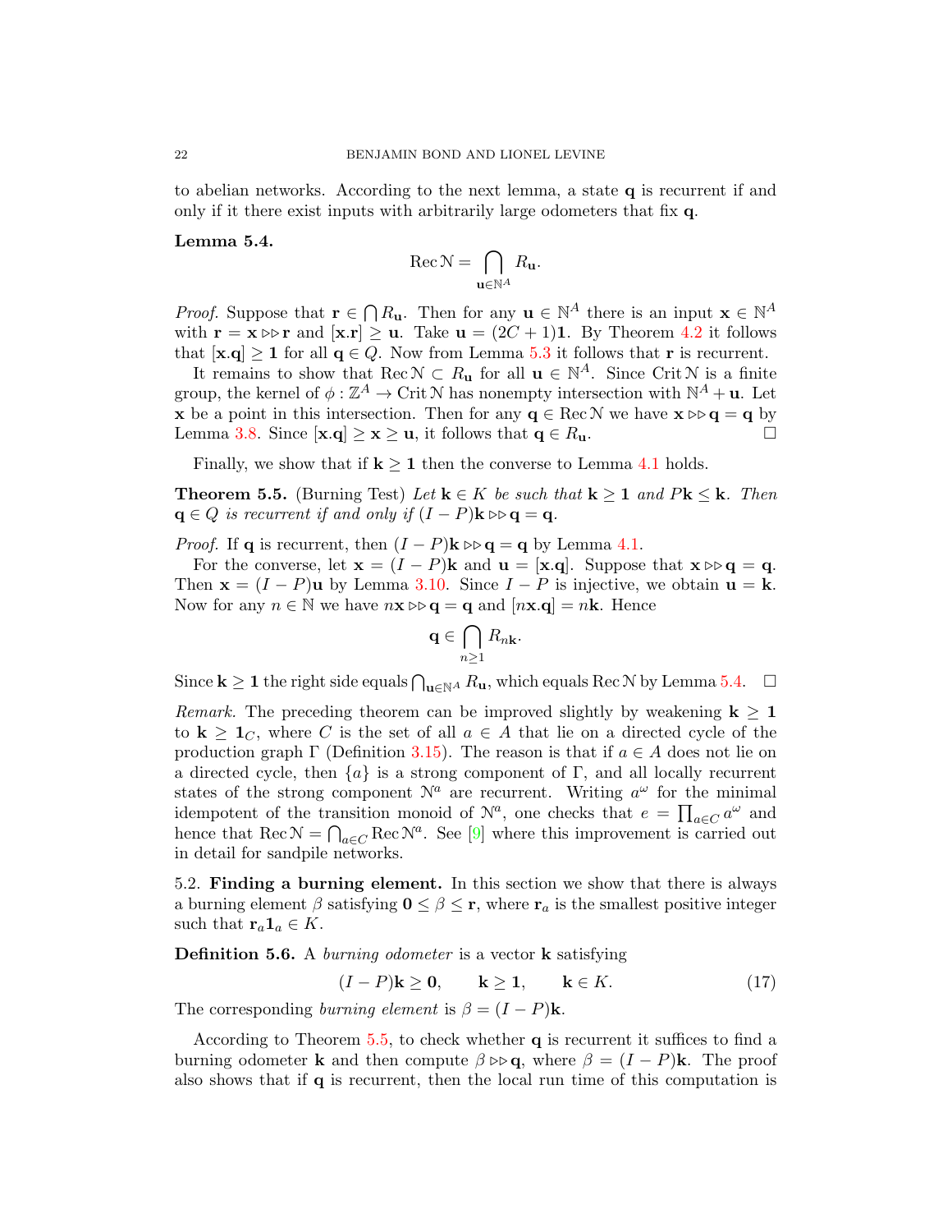to abelian networks. According to the next lemma, a state $\mathbf{q}$ is recurrent if and only if it there exist inputs with arbitrarily large odometers that fix $\mathbf{q}$.

**Lemma 5.4.**

$$\operatorname{Rec}\mathcal{N} = \bigcap_{\mathbf{u}\in\mathbb{N}^A} R_{\mathbf{u}}.$$

*Proof.* Suppose that $\mathbf{r} \in \bigcap R_{\mathbf{u}}$. Then for any $\mathbf{u} \in \mathbb{N}^A$ there is an input $\mathbf{x} \in \mathbb{N}^A$ with $\mathbf{r} = \mathbf{x} \triangleright\!\triangleright \mathbf{r}$ and $[\mathbf{x}.\mathbf{r}] \geq \mathbf{u}$. Take $\mathbf{u} = (2C+1)\mathbf{1}$. By Theorem 4.2 it follows that $[\mathbf{x}.\mathbf{q}] \geq \mathbf{1}$ for all $\mathbf{q} \in Q$. Now from Lemma 5.3 it follows that $\mathbf{r}$ is recurrent.

It remains to show that $\operatorname{Rec}\mathcal{N} \subset R_{\mathbf{u}}$ for all $\mathbf{u} \in \mathbb{N}^A$. Since $\operatorname{Crit}\mathcal{N}$ is a finite group, the kernel of $\phi : \mathbb{Z}^A \to \operatorname{Crit}\mathcal{N}$ has nonempty intersection with $\mathbb{N}^A + \mathbf{u}$. Let $\mathbf{x}$ be a point in this intersection. Then for any $\mathbf{q} \in \operatorname{Rec}\mathcal{N}$ we have $\mathbf{x} \triangleright\!\triangleright \mathbf{q} = \mathbf{q}$ by Lemma 3.8. Since $[\mathbf{x}.\mathbf{q}] \geq \mathbf{x} \geq \mathbf{u}$, it follows that $\mathbf{q} \in R_{\mathbf{u}}$. □

Finally, we show that if $\mathbf{k} \geq \mathbf{1}$ then the converse to Lemma 4.1 holds.

**Theorem 5.5.** (Burning Test) *Let $\mathbf{k} \in K$ be such that $\mathbf{k} \geq \mathbf{1}$ and $P\mathbf{k} \leq \mathbf{k}$. Then $\mathbf{q} \in Q$ is recurrent if and only if $(I-P)\mathbf{k} \triangleright\!\triangleright \mathbf{q} = \mathbf{q}$.*

*Proof.* If $\mathbf{q}$ is recurrent, then $(I-P)\mathbf{k} \triangleright\!\triangleright \mathbf{q} = \mathbf{q}$ by Lemma 4.1.

For the converse, let $\mathbf{x} = (I-P)\mathbf{k}$ and $\mathbf{u} = [\mathbf{x}.\mathbf{q}]$. Suppose that $\mathbf{x} \triangleright\!\triangleright \mathbf{q} = \mathbf{q}$. Then $\mathbf{x} = (I-P)\mathbf{u}$ by Lemma 3.10. Since $I-P$ is injective, we obtain $\mathbf{u} = \mathbf{k}$. Now for any $n \in \mathbb{N}$ we have $n\mathbf{x} \triangleright\!\triangleright \mathbf{q} = \mathbf{q}$ and $[n\mathbf{x}.\mathbf{q}] = n\mathbf{k}$. Hence

$$\mathbf{q} \in \bigcap_{n\geq 1} R_{n\mathbf{k}}.$$

Since $\mathbf{k} \geq \mathbf{1}$ the right side equals $\bigcap_{\mathbf{u}\in\mathbb{N}^A} R_{\mathbf{u}}$, which equals $\operatorname{Rec}\mathcal{N}$ by Lemma 5.4. □

*Remark.* The preceding theorem can be improved slightly by weakening $\mathbf{k} \geq \mathbf{1}$ to $\mathbf{k} \geq \mathbf{1}_C$, where $C$ is the set of all $a \in A$ that lie on a directed cycle of the production graph $\Gamma$ (Definition 3.15). The reason is that if $a \in A$ does not lie on a directed cycle, then $\{a\}$ is a strong component of $\Gamma$, and all locally recurrent states of the strong component $\mathcal{N}^a$ are recurrent. Writing $a^\omega$ for the minimal idempotent of the transition monoid of $\mathcal{N}^a$, one checks that $e = \prod_{a\in C} a^\omega$ and hence that $\operatorname{Rec}\mathcal{N} = \bigcap_{a\in C} \operatorname{Rec}\mathcal{N}^a$. See [9] where this improvement is carried out in detail for sandpile networks.

5.2. **Finding a burning element.** In this section we show that there is always a burning element $\beta$ satisfying $\mathbf{0} \leq \beta \leq \mathbf{r}$, where $\mathbf{r}_a$ is the smallest positive integer such that $\mathbf{r}_a \mathbf{1}_a \in K$.

**Definition 5.6.** A *burning odometer* is a vector $\mathbf{k}$ satisfying

$$(I-P)\mathbf{k} \geq \mathbf{0}, \qquad \mathbf{k} \geq \mathbf{1}, \qquad \mathbf{k} \in K. \tag{17}$$

The corresponding *burning element* is $\beta = (I-P)\mathbf{k}$.

According to Theorem 5.5, to check whether $\mathbf{q}$ is recurrent it suffices to find a burning odometer $\mathbf{k}$ and then compute $\beta \triangleright\!\triangleright \mathbf{q}$, where $\beta = (I-P)\mathbf{k}$. The proof also shows that if $\mathbf{q}$ is recurrent, then the local run time of this computation is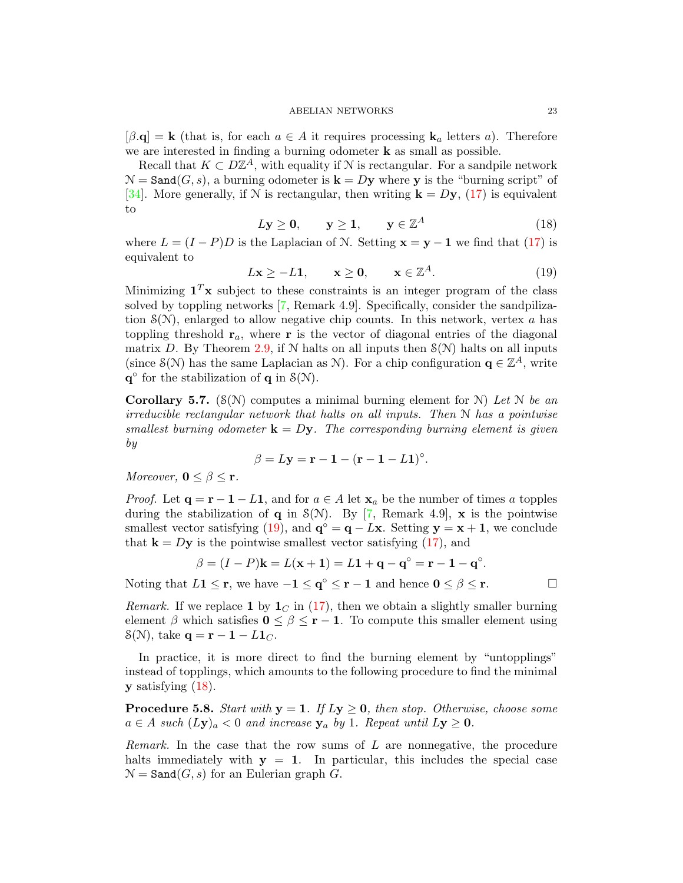$[\beta.\mathbf{q}] = \mathbf{k}$ (that is, for each $a \in A$ it requires processing $\mathbf{k}_a$ letters $a$). Therefore we are interested in finding a burning odometer $\mathbf{k}$ as small as possible.

Recall that $K \subset D\mathbb{Z}^A$, with equality if $\mathcal{N}$ is rectangular. For a sandpile network $\mathcal{N} = \mathtt{Sand}(G, s)$, a burning odometer is $\mathbf{k} = D\mathbf{y}$ where $\mathbf{y}$ is the "burning script" of [34]. More generally, if $\mathcal{N}$ is rectangular, then writing $\mathbf{k} = D\mathbf{y}$, (17) is equivalent to

$$L\mathbf{y} \geq \mathbf{0}, \qquad \mathbf{y} \geq \mathbf{1}, \qquad \mathbf{y} \in \mathbb{Z}^A \tag{18}$$

where $L = (I - P)D$ is the Laplacian of $\mathcal{N}$. Setting $\mathbf{x} = \mathbf{y} - \mathbf{1}$ we find that (17) is equivalent to

$$L\mathbf{x} \geq -L\mathbf{1}, \qquad \mathbf{x} \geq \mathbf{0}, \qquad \mathbf{x} \in \mathbb{Z}^A. \tag{19}$$

Minimizing $\mathbf{1}^T\mathbf{x}$ subject to these constraints is an integer program of the class solved by toppling networks [7, Remark 4.9]. Specifically, consider the sandpilization $\mathcal{S}(\mathcal{N})$, enlarged to allow negative chip counts. In this network, vertex $a$ has toppling threshold $\mathbf{r}_a$, where $\mathbf{r}$ is the vector of diagonal entries of the diagonal matrix $D$. By Theorem 2.9, if $\mathcal{N}$ halts on all inputs then $\mathcal{S}(\mathcal{N})$ halts on all inputs (since $\mathcal{S}(\mathcal{N})$ has the same Laplacian as $\mathcal{N}$). For a chip configuration $\mathbf{q} \in \mathbb{Z}^A$, write $\mathbf{q}^\circ$ for the stabilization of $\mathbf{q}$ in $\mathcal{S}(\mathcal{N})$.

**Corollary 5.7.** ($\mathcal{S}(\mathcal{N})$ computes a minimal burning element for $\mathcal{N}$) *Let $\mathcal{N}$ be an irreducible rectangular network that halts on all inputs. Then $\mathcal{N}$ has a pointwise smallest burning odometer $\mathbf{k} = D\mathbf{y}$. The corresponding burning element is given by*

$$\beta = L\mathbf{y} = \mathbf{r} - \mathbf{1} - (\mathbf{r} - \mathbf{1} - L\mathbf{1})^\circ.$$

*Moreover, $\mathbf{0} \leq \beta \leq \mathbf{r}$.*

*Proof.* Let $\mathbf{q} = \mathbf{r} - \mathbf{1} - L\mathbf{1}$, and for $a \in A$ let $\mathbf{x}_a$ be the number of times $a$ topples during the stabilization of $\mathbf{q}$ in $\mathcal{S}(\mathcal{N})$. By [7, Remark 4.9], $\mathbf{x}$ is the pointwise smallest vector satisfying (19), and $\mathbf{q}^\circ = \mathbf{q} - L\mathbf{x}$. Setting $\mathbf{y} = \mathbf{x} + \mathbf{1}$, we conclude that $\mathbf{k} = D\mathbf{y}$ is the pointwise smallest vector satisfying (17), and

$$\beta = (I - P)\mathbf{k} = L(\mathbf{x} + \mathbf{1}) = L\mathbf{1} + \mathbf{q} - \mathbf{q}^\circ = \mathbf{r} - \mathbf{1} - \mathbf{q}^\circ.$$

Noting that $L\mathbf{1} \leq \mathbf{r}$, we have $-\mathbf{1} \leq \mathbf{q}^\circ \leq \mathbf{r} - \mathbf{1}$ and hence $\mathbf{0} \leq \beta \leq \mathbf{r}$. □

*Remark.* If we replace $\mathbf{1}$ by $\mathbf{1}_C$ in (17), then we obtain a slightly smaller burning element $\beta$ which satisfies $\mathbf{0} \leq \beta \leq \mathbf{r} - \mathbf{1}$. To compute this smaller element using $\mathcal{S}(\mathcal{N})$, take $\mathbf{q} = \mathbf{r} - \mathbf{1} - L\mathbf{1}_C$.

In practice, it is more direct to find the burning element by "untopplings" instead of topplings, which amounts to the following procedure to find the minimal $\mathbf{y}$ satisfying (18).

**Procedure 5.8.** *Start with $\mathbf{y} = \mathbf{1}$. If $L\mathbf{y} \geq \mathbf{0}$, then stop. Otherwise, choose some $a \in A$ such $(L\mathbf{y})_a < 0$ and increase $\mathbf{y}_a$ by 1. Repeat until $L\mathbf{y} \geq \mathbf{0}$.*

*Remark.* In the case that the row sums of $L$ are nonnegative, the procedure halts immediately with $\mathbf{y} = \mathbf{1}$. In particular, this includes the special case $\mathcal{N} = \mathtt{Sand}(G, s)$ for an Eulerian graph $G$.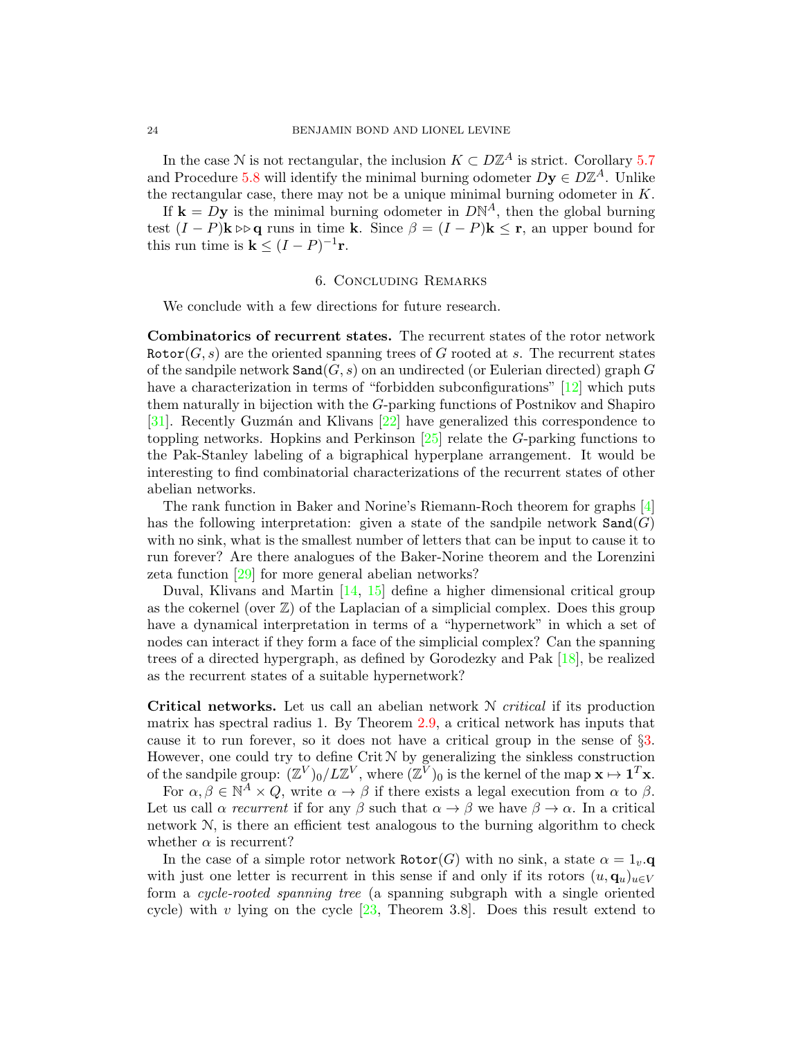In the case $\mathcal{N}$ is not rectangular, the inclusion $K \subset D\mathbb{Z}^A$ is strict. Corollary 5.7 and Procedure 5.8 will identify the minimal burning odometer $D\mathbf{y} \in D\mathbb{Z}^A$. Unlike the rectangular case, there may not be a unique minimal burning odometer in $K$.

If $\mathbf{k} = D\mathbf{y}$ is the minimal burning odometer in $D\mathbb{N}^A$, then the global burning test $(I-P)\mathbf{k} \triangleright\triangleright \mathbf{q}$ runs in time $\mathbf{k}$. Since $\beta = (I-P)\mathbf{k} \leq \mathbf{r}$, an upper bound for this run time is $\mathbf{k} \leq (I-P)^{-1}\mathbf{r}$.

## 6. Concluding Remarks

We conclude with a few directions for future research.

**Combinatorics of recurrent states.** The recurrent states of the rotor network $\mathtt{Rotor}(G,s)$ are the oriented spanning trees of $G$ rooted at $s$. The recurrent states of the sandpile network $\mathtt{Sand}(G,s)$ on an undirected (or Eulerian directed) graph $G$ have a characterization in terms of "forbidden subconfigurations" [12] which puts them naturally in bijection with the $G$-parking functions of Postnikov and Shapiro [31]. Recently Guzmán and Klivans [22] have generalized this correspondence to toppling networks. Hopkins and Perkinson [25] relate the $G$-parking functions to the Pak-Stanley labeling of a bigraphical hyperplane arrangement. It would be interesting to find combinatorial characterizations of the recurrent states of other abelian networks.

The rank function in Baker and Norine's Riemann-Roch theorem for graphs [4] has the following interpretation: given a state of the sandpile network $\mathtt{Sand}(G)$ with no sink, what is the smallest number of letters that can be input to cause it to run forever? Are there analogues of the Baker-Norine theorem and the Lorenzini zeta function [29] for more general abelian networks?

Duval, Klivans and Martin [14, 15] define a higher dimensional critical group as the cokernel (over $\mathbb{Z}$) of the Laplacian of a simplicial complex. Does this group have a dynamical interpretation in terms of a "hypernetwork" in which a set of nodes can interact if they form a face of the simplicial complex? Can the spanning trees of a directed hypergraph, as defined by Gorodezky and Pak [18], be realized as the recurrent states of a suitable hypernetwork?

**Critical networks.** Let us call an abelian network $\mathcal{N}$ *critical* if its production matrix has spectral radius 1. By Theorem 2.9, a critical network has inputs that cause it to run forever, so it does not have a critical group in the sense of §3. However, one could try to define $\operatorname{Crit}\mathcal{N}$ by generalizing the sinkless construction of the sandpile group: $(\mathbb{Z}^V)_0/L\mathbb{Z}^V$, where $(\mathbb{Z}^V)_0$ is the kernel of the map $\mathbf{x} \mapsto \mathbf{1}^T\mathbf{x}$.

For $\alpha, \beta \in \mathbb{N}^A \times Q$, write $\alpha \to \beta$ if there exists a legal execution from $\alpha$ to $\beta$. Let us call $\alpha$ *recurrent* if for any $\beta$ such that $\alpha \to \beta$ we have $\beta \to \alpha$. In a critical network $\mathcal{N}$, is there an efficient test analogous to the burning algorithm to check whether $\alpha$ is recurrent?

In the case of a simple rotor network $\mathtt{Rotor}(G)$ with no sink, a state $\alpha = 1_v.\mathbf{q}$ with just one letter is recurrent in this sense if and only if its rotors $(u, \mathbf{q}_u)_{u \in V}$ form a *cycle-rooted spanning tree* (a spanning subgraph with a single oriented cycle) with $v$ lying on the cycle [23, Theorem 3.8]. Does this result extend to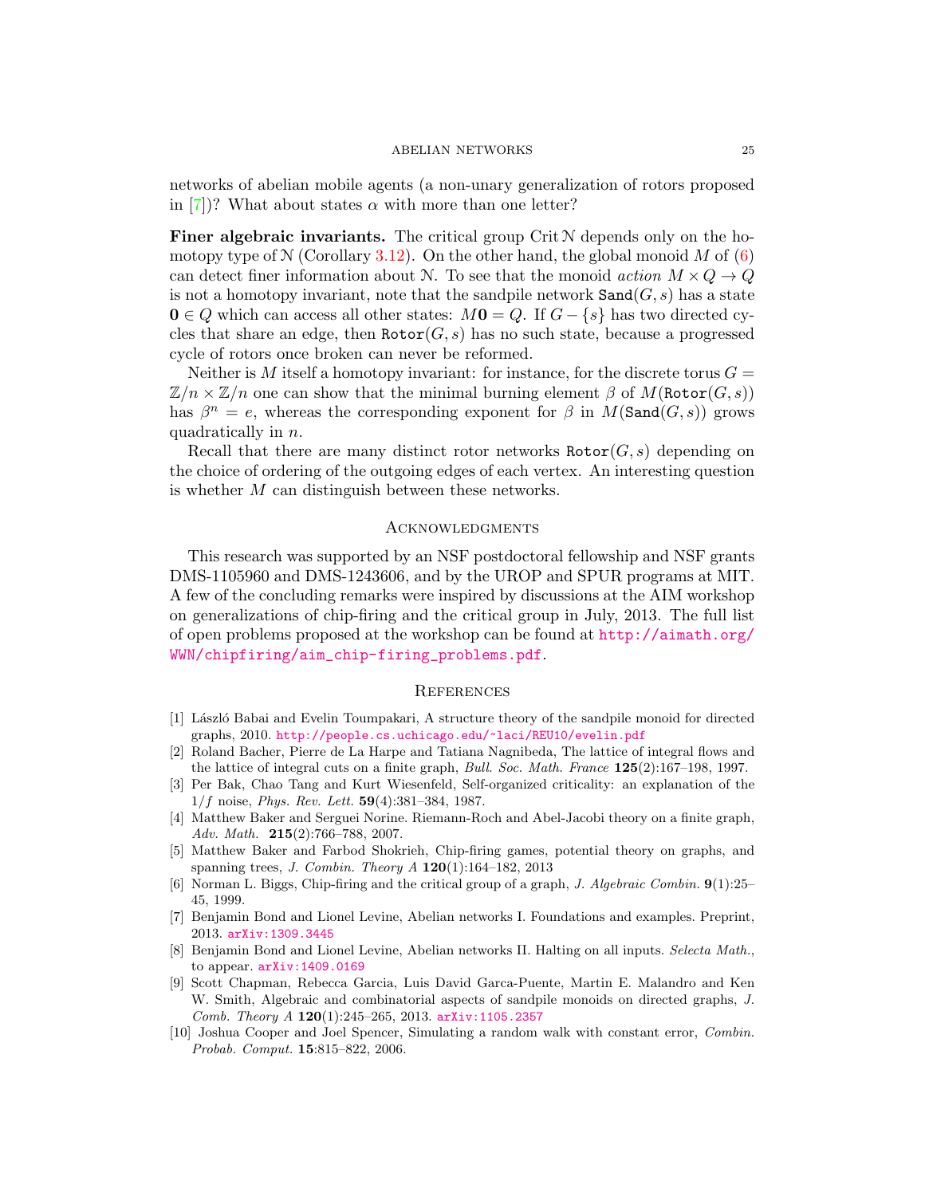networks of abelian mobile agents (a non-unary generalization of rotors proposed in [7])? What about states $\alpha$ with more than one letter?

**Finer algebraic invariants.** The critical group $\operatorname{Crit}\mathcal{N}$ depends only on the homotopy type of $\mathcal{N}$ (Corollary 3.12). On the other hand, the global monoid $M$ of (6) can detect finer information about $\mathcal{N}$. To see that the monoid *action* $M \times Q \to Q$ is not a homotopy invariant, note that the sandpile network $\texttt{Sand}(G,s)$ has a state $\mathbf{0} \in Q$ which can access all other states: $M\mathbf{0} = Q$. If $G - \{s\}$ has two directed cycles that share an edge, then $\texttt{Rotor}(G,s)$ has no such state, because a progressed cycle of rotors once broken can never be reformed.

Neither is $M$ itself a homotopy invariant: for instance, for the discrete torus $G = \mathbb{Z}/n \times \mathbb{Z}/n$ one can show that the minimal burning element $\beta$ of $M(\texttt{Rotor}(G,s))$ has $\beta^n = e$, whereas the corresponding exponent for $\beta$ in $M(\texttt{Sand}(G,s))$ grows quadratically in $n$.

Recall that there are many distinct rotor networks $\texttt{Rotor}(G,s)$ depending on the choice of ordering of the outgoing edges of each vertex. An interesting question is whether $M$ can distinguish between these networks.

## Acknowledgments

This research was supported by an NSF postdoctoral fellowship and NSF grants DMS-1105960 and DMS-1243606, and by the UROP and SPUR programs at MIT. A few of the concluding remarks were inspired by discussions at the AIM workshop on generalizations of chip-firing and the critical group in July, 2013. The full list of open problems proposed at the workshop can be found at http://aimath.org/WWN/chipfiring/aim_chip-firing_problems.pdf.

## References

[1] László Babai and Evelin Toumpakari, A structure theory of the sandpile monoid for directed graphs, 2010. http://people.cs.uchicago.edu/~laci/REU10/evelin.pdf

[2] Roland Bacher, Pierre de La Harpe and Tatiana Nagnibeda, The lattice of integral flows and the lattice of integral cuts on a finite graph, *Bull. Soc. Math. France* **125**(2):167–198, 1997.

[3] Per Bak, Chao Tang and Kurt Wiesenfeld, Self-organized criticality: an explanation of the $1/f$ noise, *Phys. Rev. Lett.* **59**(4):381–384, 1987.

[4] Matthew Baker and Serguei Norine. Riemann-Roch and Abel-Jacobi theory on a finite graph, *Adv. Math.* **215**(2):766–788, 2007.

[5] Matthew Baker and Farbod Shokrieh, Chip-firing games, potential theory on graphs, and spanning trees, *J. Combin. Theory A* **120**(1):164–182, 2013

[6] Norman L. Biggs, Chip-firing and the critical group of a graph, *J. Algebraic Combin.* **9**(1):25–45, 1999.

[7] Benjamin Bond and Lionel Levine, Abelian networks I. Foundations and examples. Preprint, 2013. arXiv:1309.3445

[8] Benjamin Bond and Lionel Levine, Abelian networks II. Halting on all inputs. *Selecta Math.*, to appear. arXiv:1409.0169

[9] Scott Chapman, Rebecca Garcia, Luis David Garca-Puente, Martin E. Malandro and Ken W. Smith, Algebraic and combinatorial aspects of sandpile monoids on directed graphs, *J. Comb. Theory A* **120**(1):245–265, 2013. arXiv:1105.2357

[10] Joshua Cooper and Joel Spencer, Simulating a random walk with constant error, *Combin. Probab. Comput.* **15**:815–822, 2006.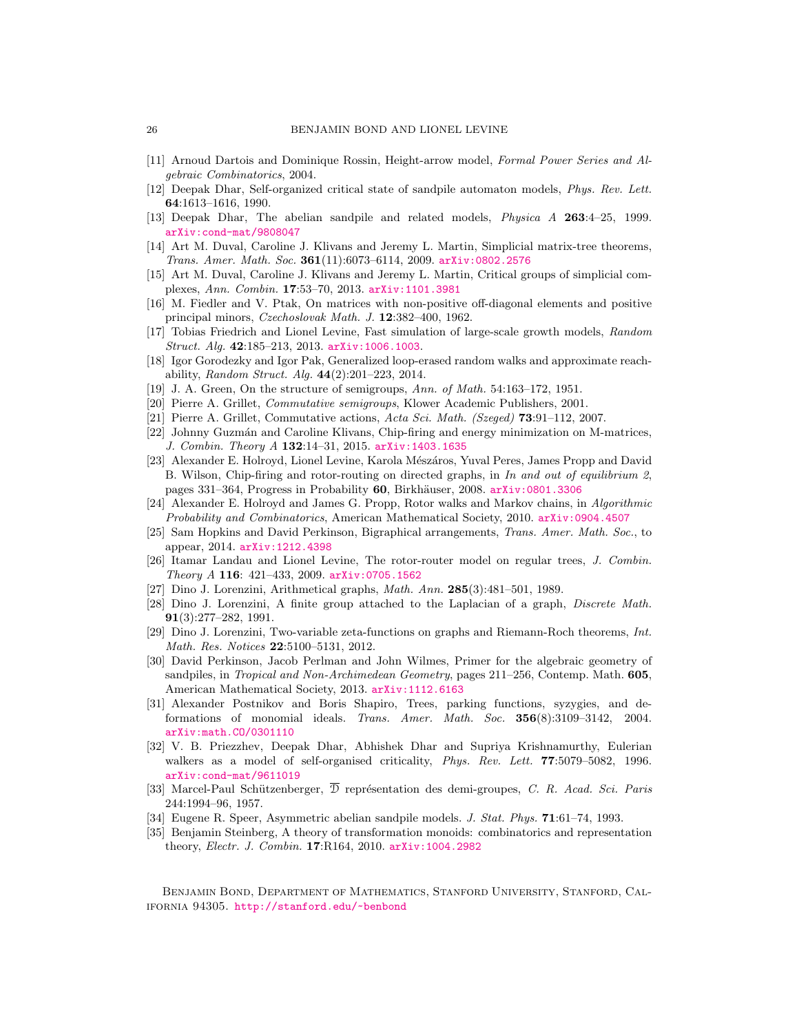[11] Arnoud Dartois and Dominique Rossin, Height-arrow model, *Formal Power Series and Algebraic Combinatorics*, 2004.

[12] Deepak Dhar, Self-organized critical state of sandpile automaton models, *Phys. Rev. Lett.* **64**:1613–1616, 1990.

[13] Deepak Dhar, The abelian sandpile and related models, *Physica A* **263**:4–25, 1999. arXiv:cond-mat/9808047

[14] Art M. Duval, Caroline J. Klivans and Jeremy L. Martin, Simplicial matrix-tree theorems, *Trans. Amer. Math. Soc.* **361**(11):6073–6114, 2009. arXiv:0802.2576

[15] Art M. Duval, Caroline J. Klivans and Jeremy L. Martin, Critical groups of simplicial complexes, *Ann. Combin.* **17**:53–70, 2013. arXiv:1101.3981

[16] M. Fiedler and V. Ptak, On matrices with non-positive off-diagonal elements and positive principal minors, *Czechoslovak Math. J.* **12**:382–400, 1962.

[17] Tobias Friedrich and Lionel Levine, Fast simulation of large-scale growth models, *Random Struct. Alg.* **42**:185–213, 2013. arXiv:1006.1003.

[18] Igor Gorodezky and Igor Pak, Generalized loop-erased random walks and approximate reachability, *Random Struct. Alg.* **44**(2):201–223, 2014.

[19] J. A. Green, On the structure of semigroups, *Ann. of Math.* 54:163–172, 1951.

[20] Pierre A. Grillet, *Commutative semigroups*, Klower Academic Publishers, 2001.

[21] Pierre A. Grillet, Commutative actions, *Acta Sci. Math. (Szeged)* **73**:91–112, 2007.

[22] Johnny Guzmán and Caroline Klivans, Chip-firing and energy minimization on M-matrices, *J. Combin. Theory A* **132**:14–31, 2015. arXiv:1403.1635

[23] Alexander E. Holroyd, Lionel Levine, Karola Mészáros, Yuval Peres, James Propp and David B. Wilson, Chip-firing and rotor-routing on directed graphs, in *In and out of equilibrium 2*, pages 331–364, Progress in Probability **60**, Birkhäuser, 2008. arXiv:0801.3306

[24] Alexander E. Holroyd and James G. Propp, Rotor walks and Markov chains, in *Algorithmic Probability and Combinatorics*, American Mathematical Society, 2010. arXiv:0904.4507

[25] Sam Hopkins and David Perkinson, Bigraphical arrangements, *Trans. Amer. Math. Soc.*, to appear, 2014. arXiv:1212.4398

[26] Itamar Landau and Lionel Levine, The rotor-router model on regular trees, *J. Combin. Theory A* **116**: 421–433, 2009. arXiv:0705.1562

[27] Dino J. Lorenzini, Arithmetical graphs, *Math. Ann.* **285**(3):481–501, 1989.

[28] Dino J. Lorenzini, A finite group attached to the Laplacian of a graph, *Discrete Math.* **91**(3):277–282, 1991.

[29] Dino J. Lorenzini, Two-variable zeta-functions on graphs and Riemann-Roch theorems, *Int. Math. Res. Notices* **22**:5100–5131, 2012.

[30] David Perkinson, Jacob Perlman and John Wilmes, Primer for the algebraic geometry of sandpiles, in *Tropical and Non-Archimedean Geometry*, pages 211–256, Contemp. Math. **605**, American Mathematical Society, 2013. arXiv:1112.6163

[31] Alexander Postnikov and Boris Shapiro, Trees, parking functions, syzygies, and deformations of monomial ideals. *Trans. Amer. Math. Soc.* **356**(8):3109–3142, 2004. arXiv:math.CO/0301110

[32] V. B. Priezzhev, Deepak Dhar, Abhishek Dhar and Supriya Krishnamurthy, Eulerian walkers as a model of self-organised criticality, *Phys. Rev. Lett.* **77**:5079–5082, 1996. arXiv:cond-mat/9611019

[33] Marcel-Paul Schützenberger, $\overline{\mathfrak{D}}$ représentation des demi-groupes, *C. R. Acad. Sci. Paris* 244:1994–96, 1957.

[34] Eugene R. Speer, Asymmetric abelian sandpile models. *J. Stat. Phys.* **71**:61–74, 1993.

[35] Benjamin Steinberg, A theory of transformation monoids: combinatorics and representation theory, *Electr. J. Combin.* **17**:R164, 2010. arXiv:1004.2982

Benjamin Bond, Department of Mathematics, Stanford University, Stanford, California 94305. http://stanford.edu/~benbond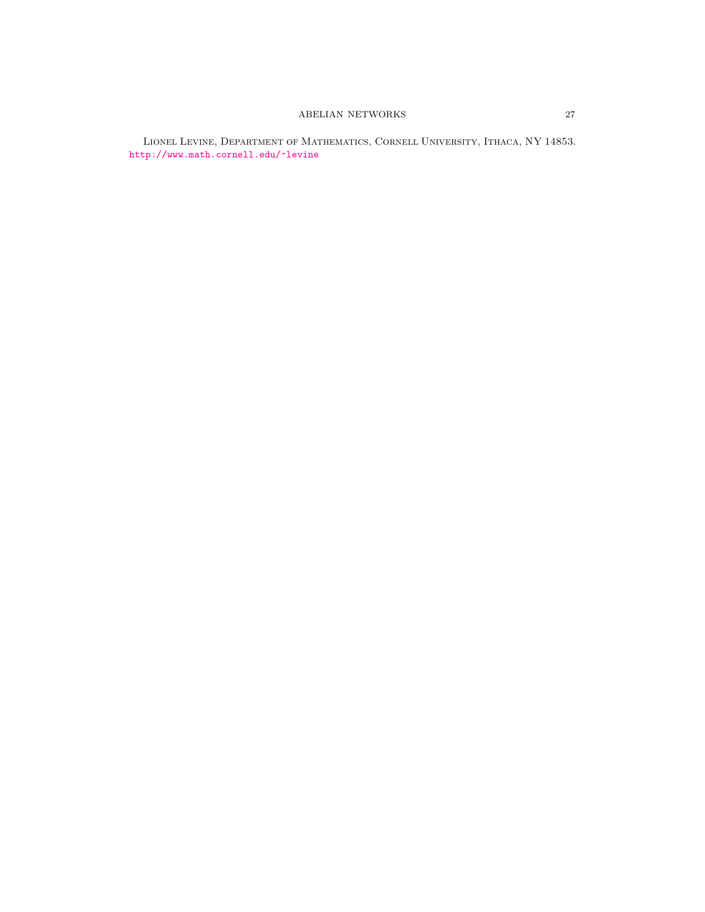Lionel Levine, Department of Mathematics, Cornell University, Ithaca, NY 14853.
http://www.math.cornell.edu/~levine